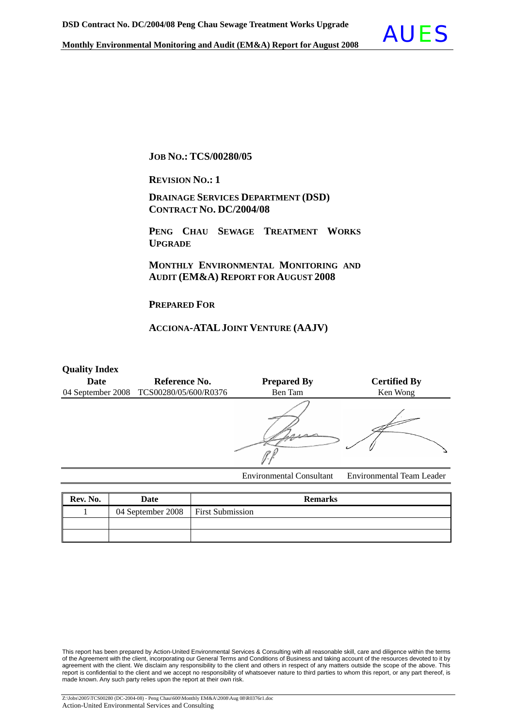**JOB NO.: TCS/00280/05**

**REVISION NO.: 1**

**DRAINAGE SERVICES DEPARTMENT (DSD)**
**CONTRACT NO. DC/2004/08**

**PENG CHAU SEWAGE TREATMENT WORKS UPGRADE**

**MONTHLY ENVIRONMENTAL MONITORING AND AUDIT (EM&A) REPORT FOR AUGUST 2008**

**PREPARED FOR**

**ACCIONA-ATAL JOINT VENTURE (AAJV)**

**Quality Index**

| Date | Reference No. | Prepared By | Certified By |
|---|---|---|---|
| 04 September 2008 | TCS00280/05/600/R0376 | Ben Tam | Ken Wong |
| | | Environmental Consultant | Environmental Team Leader |

| Rev. No. | Date | Remarks |
|---|---|---|
| 1 | 04 September 2008 | First Submission |
| | | |
| | | |

This report has been prepared by Action-United Environmental Services & Consulting with all reasonable skill, care and diligence within the terms of the Agreement with the client, incorporating our General Terms and Conditions of Business and taking account of the resources devoted to it by agreement with the client. We disclaim any responsibility to the client and others in respect of any matters outside the scope of the above. This report is confidential to the client and we accept no responsibility of whatsoever nature to third parties to whom this report, or any part thereof, is made known. Any such party relies upon the report at their own risk.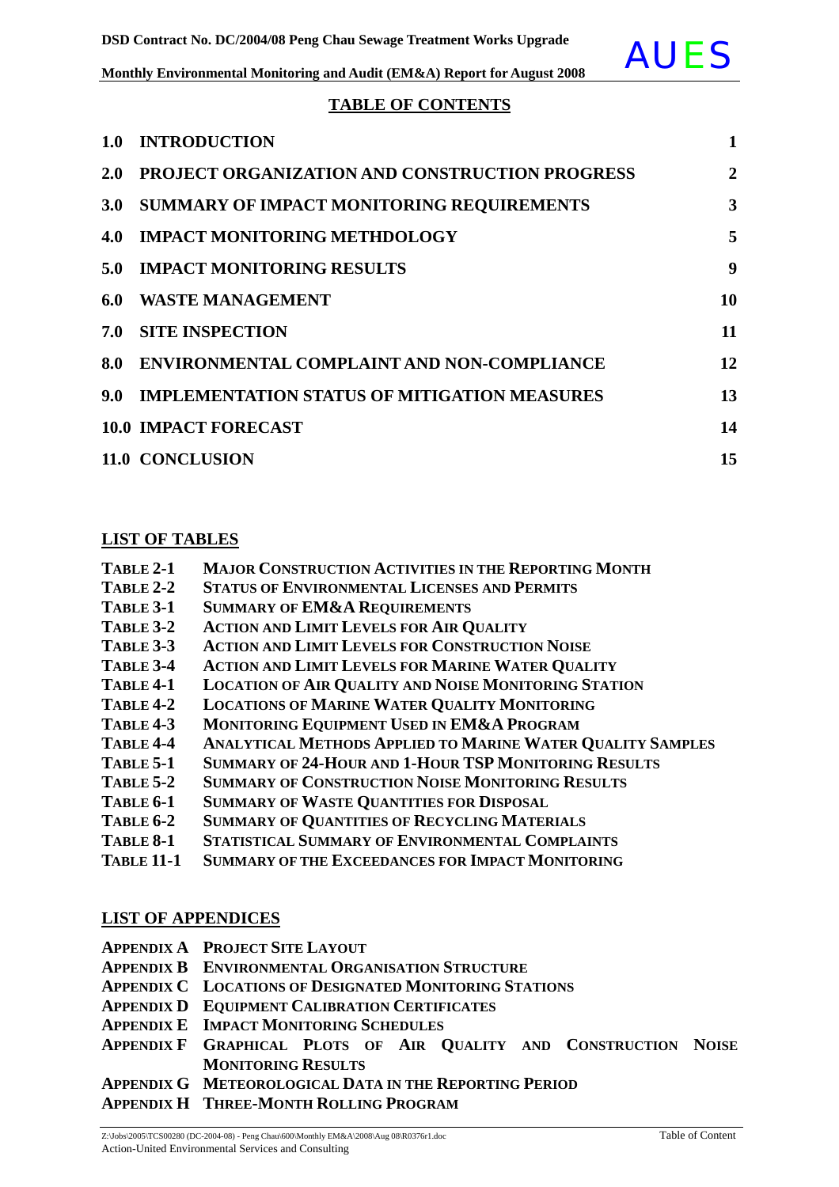## TABLE OF CONTENTS

| | | |
|---|---|---|
| **1.0** | **INTRODUCTION** | **1** |
| **2.0** | **PROJECT ORGANIZATION AND CONSTRUCTION PROGRESS** | **2** |
| **3.0** | **SUMMARY OF IMPACT MONITORING REQUIREMENTS** | **3** |
| **4.0** | **IMPACT MONITORING METHDOLOGY** | **5** |
| **5.0** | **IMPACT MONITORING RESULTS** | **9** |
| **6.0** | **WASTE MANAGEMENT** | **10** |
| **7.0** | **SITE INSPECTION** | **11** |
| **8.0** | **ENVIRONMENTAL COMPLAINT AND NON-COMPLIANCE** | **12** |
| **9.0** | **IMPLEMENTATION STATUS OF MITIGATION MEASURES** | **13** |
| **10.0** | **IMPACT FORECAST** | **14** |
| **11.0** | **CONCLUSION** | **15** |

## LIST OF TABLES

| | |
|---|---|
| **TABLE 2-1** | **MAJOR CONSTRUCTION ACTIVITIES IN THE REPORTING MONTH** |
| **TABLE 2-2** | **STATUS OF ENVIRONMENTAL LICENSES AND PERMITS** |
| **TABLE 3-1** | **SUMMARY OF EM&A REQUIREMENTS** |
| **TABLE 3-2** | **ACTION AND LIMIT LEVELS FOR AIR QUALITY** |
| **TABLE 3-3** | **ACTION AND LIMIT LEVELS FOR CONSTRUCTION NOISE** |
| **TABLE 3-4** | **ACTION AND LIMIT LEVELS FOR MARINE WATER QUALITY** |
| **TABLE 4-1** | **LOCATION OF AIR QUALITY AND NOISE MONITORING STATION** |
| **TABLE 4-2** | **LOCATIONS OF MARINE WATER QUALITY MONITORING** |
| **TABLE 4-3** | **MONITORING EQUIPMENT USED IN EM&A PROGRAM** |
| **TABLE 4-4** | **ANALYTICAL METHODS APPLIED TO MARINE WATER QUALITY SAMPLES** |
| **TABLE 5-1** | **SUMMARY OF 24-HOUR AND 1-HOUR TSP MONITORING RESULTS** |
| **TABLE 5-2** | **SUMMARY OF CONSTRUCTION NOISE MONITORING RESULTS** |
| **TABLE 6-1** | **SUMMARY OF WASTE QUANTITIES FOR DISPOSAL** |
| **TABLE 6-2** | **SUMMARY OF QUANTITIES OF RECYCLING MATERIALS** |
| **TABLE 8-1** | **STATISTICAL SUMMARY OF ENVIRONMENTAL COMPLAINTS** |
| **TABLE 11-1** | **SUMMARY OF THE EXCEEDANCES FOR IMPACT MONITORING** |

## LIST OF APPENDICES

| | |
|---|---|
| **APPENDIX A** | **PROJECT SITE LAYOUT** |
| **APPENDIX B** | **ENVIRONMENTAL ORGANISATION STRUCTURE** |
| **APPENDIX C** | **LOCATIONS OF DESIGNATED MONITORING STATIONS** |
| **APPENDIX D** | **EQUIPMENT CALIBRATION CERTIFICATES** |
| **APPENDIX E** | **IMPACT MONITORING SCHEDULES** |
| **APPENDIX F** | **GRAPHICAL PLOTS OF AIR QUALITY AND CONSTRUCTION NOISE MONITORING RESULTS** |
| **APPENDIX G** | **METEOROLOGICAL DATA IN THE REPORTING PERIOD** |
| **APPENDIX H** | **THREE-MONTH ROLLING PROGRAM** |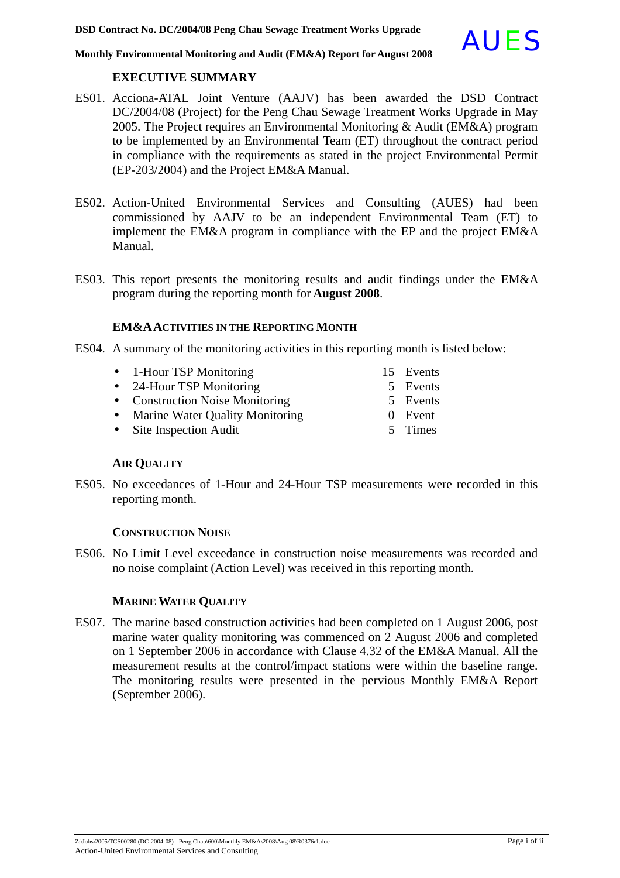## EXECUTIVE SUMMARY

ES01. Acciona-ATAL Joint Venture (AAJV) has been awarded the DSD Contract DC/2004/08 (Project) for the Peng Chau Sewage Treatment Works Upgrade in May 2005. The Project requires an Environmental Monitoring & Audit (EM&A) program to be implemented by an Environmental Team (ET) throughout the contract period in compliance with the requirements as stated in the project Environmental Permit (EP-203/2004) and the Project EM&A Manual.

ES02. Action-United Environmental Services and Consulting (AUES) had been commissioned by AAJV to be an independent Environmental Team (ET) to implement the EM&A program in compliance with the EP and the project EM&A Manual.

ES03. This report presents the monitoring results and audit findings under the EM&A program during the reporting month for **August 2008**.

### EM&A ACTIVITIES IN THE REPORTING MONTH

ES04. A summary of the monitoring activities in this reporting month is listed below:

- 1-Hour TSP Monitoring — 15 Events
- 24-Hour TSP Monitoring — 5 Events
- Construction Noise Monitoring — 5 Events
- Marine Water Quality Monitoring — 0 Event
- Site Inspection Audit — 5 Times

### AIR QUALITY

ES05. No exceedances of 1-Hour and 24-Hour TSP measurements were recorded in this reporting month.

### CONSTRUCTION NOISE

ES06. No Limit Level exceedance in construction noise measurements was recorded and no noise complaint (Action Level) was received in this reporting month.

### MARINE WATER QUALITY

ES07. The marine based construction activities had been completed on 1 August 2006, post marine water quality monitoring was commenced on 2 August 2006 and completed on 1 September 2006 in accordance with Clause 4.32 of the EM&A Manual. All the measurement results at the control/impact stations were within the baseline range. The monitoring results were presented in the pervious Monthly EM&A Report (September 2006).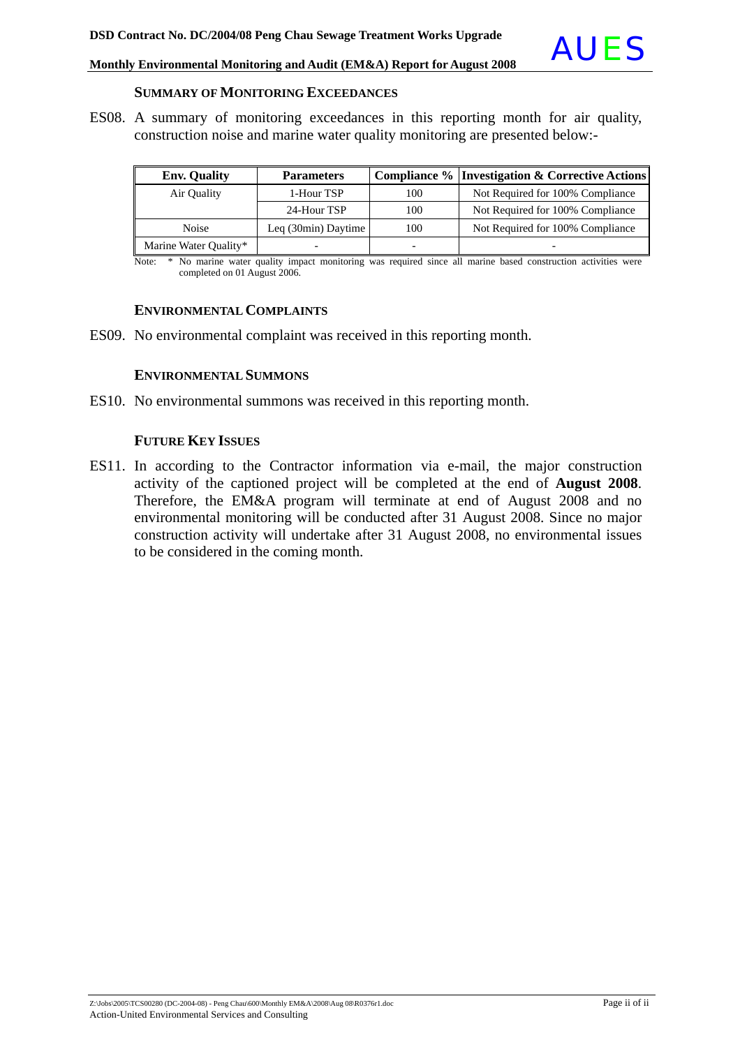### SUMMARY OF MONITORING EXCEEDANCES

ES08. A summary of monitoring exceedances in this reporting month for air quality, construction noise and marine water quality monitoring are presented below:-

| Env. Quality | Parameters | Compliance % | Investigation & Corrective Actions |
|---|---|---|---|
| Air Quality | 1-Hour TSP | 100 | Not Required for 100% Compliance |
| | 24-Hour TSP | 100 | Not Required for 100% Compliance |
| Noise | Leq (30min) Daytime | 100 | Not Required for 100% Compliance |
| Marine Water Quality* | - | - | - |

Note: * No marine water quality impact monitoring was required since all marine based construction activities were completed on 01 August 2006.

### ENVIRONMENTAL COMPLAINTS

ES09. No environmental complaint was received in this reporting month.

### ENVIRONMENTAL SUMMONS

ES10. No environmental summons was received in this reporting month.

### FUTURE KEY ISSUES

ES11. In according to the Contractor information via e-mail, the major construction activity of the captioned project will be completed at the end of **August 2008**. Therefore, the EM&A program will terminate at end of August 2008 and no environmental monitoring will be conducted after 31 August 2008. Since no major construction activity will undertake after 31 August 2008, no environmental issues to be considered in the coming month.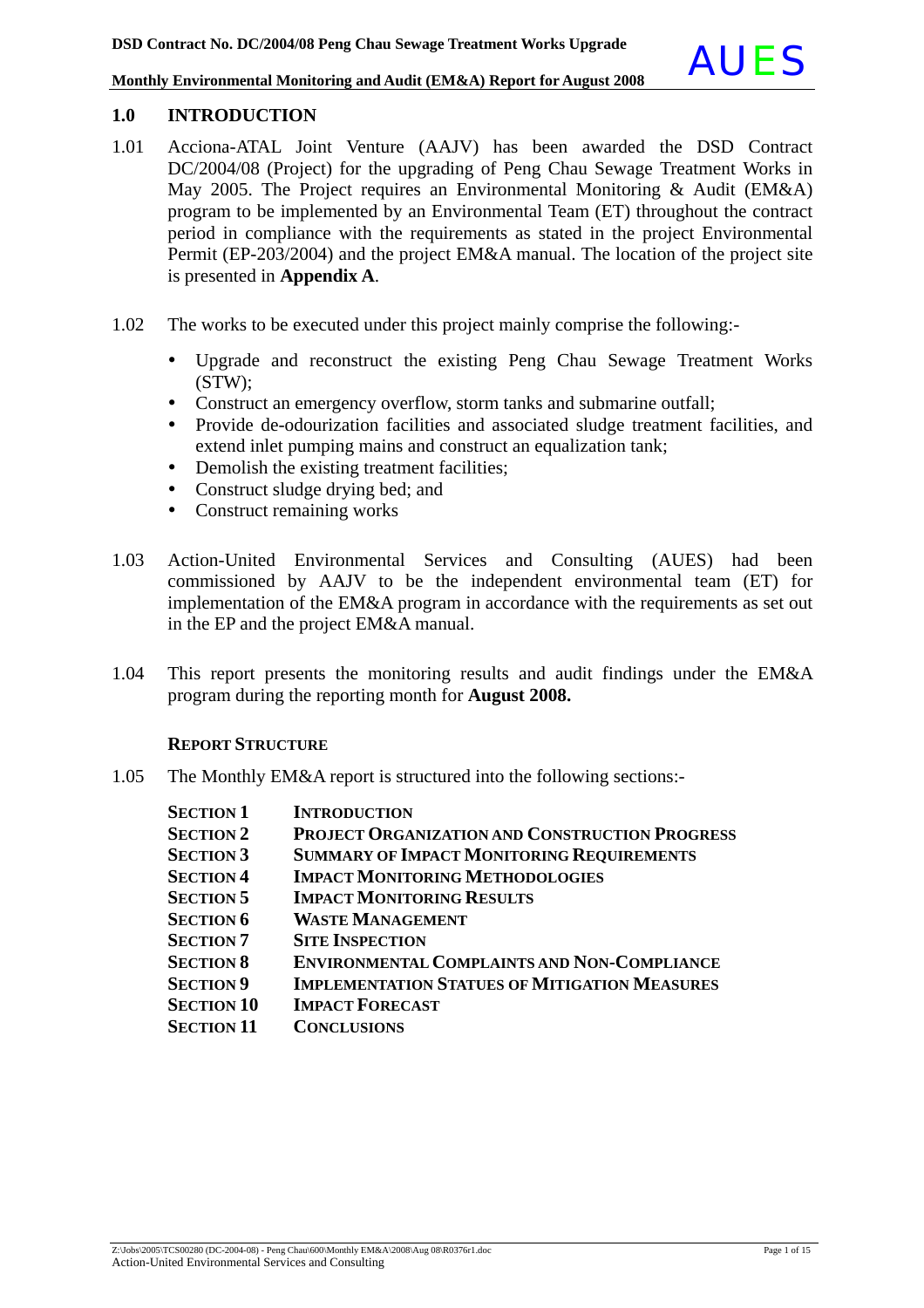## 1.0 INTRODUCTION

1.01 Acciona-ATAL Joint Venture (AAJV) has been awarded the DSD Contract DC/2004/08 (Project) for the upgrading of Peng Chau Sewage Treatment Works in May 2005. The Project requires an Environmental Monitoring & Audit (EM&A) program to be implemented by an Environmental Team (ET) throughout the contract period in compliance with the requirements as stated in the project Environmental Permit (EP-203/2004) and the project EM&A manual. The location of the project site is presented in **Appendix A**.

1.02 The works to be executed under this project mainly comprise the following:-

- Upgrade and reconstruct the existing Peng Chau Sewage Treatment Works (STW);
- Construct an emergency overflow, storm tanks and submarine outfall;
- Provide de-odourization facilities and associated sludge treatment facilities, and extend inlet pumping mains and construct an equalization tank;
- Demolish the existing treatment facilities;
- Construct sludge drying bed; and
- Construct remaining works

1.03 Action-United Environmental Services and Consulting (AUES) had been commissioned by AAJV to be the independent environmental team (ET) for implementation of the EM&A program in accordance with the requirements as set out in the EP and the project EM&A manual.

1.04 This report presents the monitoring results and audit findings under the EM&A program during the reporting month for **August 2008.**

### REPORT STRUCTURE

1.05 The Monthly EM&A report is structured into the following sections:-

| | |
|---|---|
| **SECTION 1** | **INTRODUCTION** |
| **SECTION 2** | **PROJECT ORGANIZATION AND CONSTRUCTION PROGRESS** |
| **SECTION 3** | **SUMMARY OF IMPACT MONITORING REQUIREMENTS** |
| **SECTION 4** | **IMPACT MONITORING METHODOLOGIES** |
| **SECTION 5** | **IMPACT MONITORING RESULTS** |
| **SECTION 6** | **WASTE MANAGEMENT** |
| **SECTION 7** | **SITE INSPECTION** |
| **SECTION 8** | **ENVIRONMENTAL COMPLAINTS AND NON-COMPLIANCE** |
| **SECTION 9** | **IMPLEMENTATION STATUES OF MITIGATION MEASURES** |
| **SECTION 10** | **IMPACT FORECAST** |
| **SECTION 11** | **CONCLUSIONS** |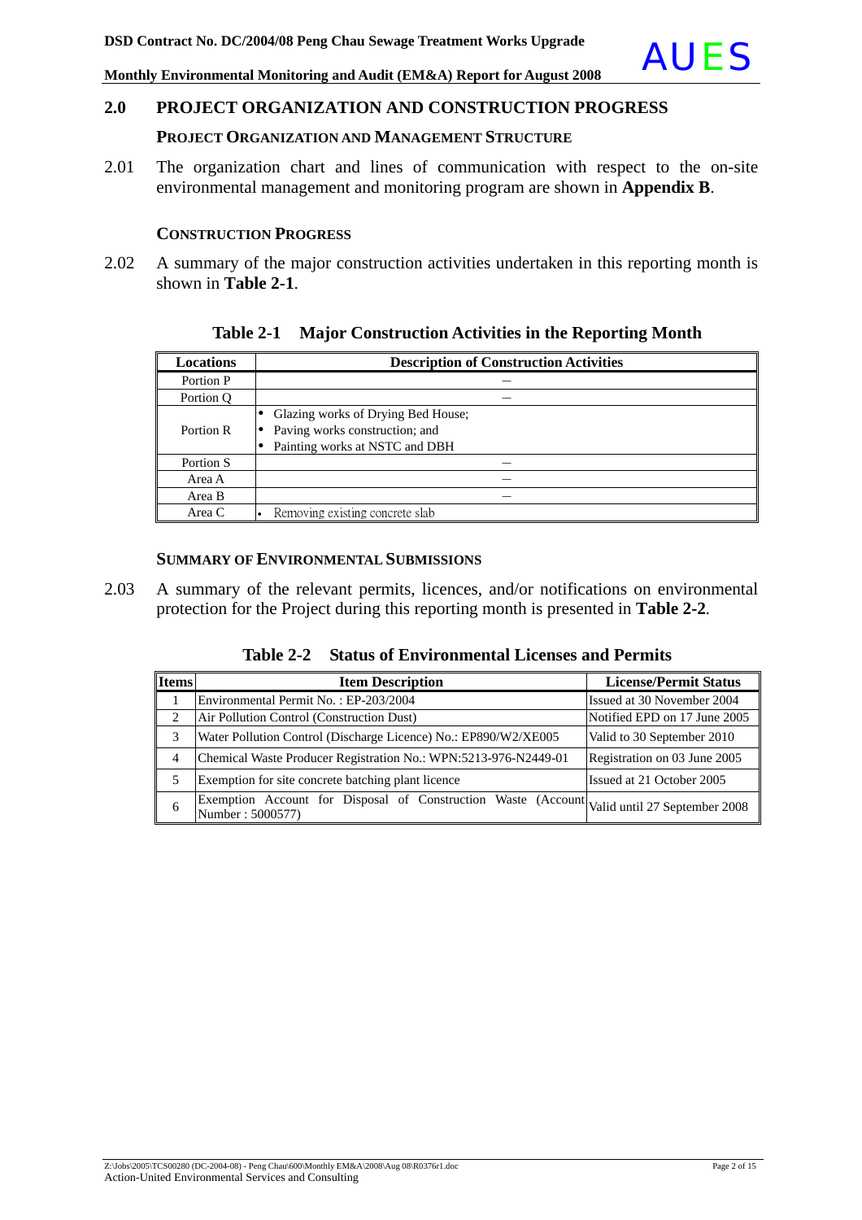## 2.0 PROJECT ORGANIZATION AND CONSTRUCTION PROGRESS

### PROJECT ORGANIZATION AND MANAGEMENT STRUCTURE

2.01 The organization chart and lines of communication with respect to the on-site environmental management and monitoring program are shown in **Appendix B**.

### CONSTRUCTION PROGRESS

2.02 A summary of the major construction activities undertaken in this reporting month is shown in **Table 2-1**.

**Table 2-1 Major Construction Activities in the Reporting Month**

| Locations | Description of Construction Activities |
|---|---|
| Portion P | — |
| Portion Q | — |
| Portion R | • Glazing works of Drying Bed House;<br>• Paving works construction; and<br>• Painting works at NSTC and DBH |
| Portion S | — |
| Area A | — |
| Area B | — |
| Area C | • Removing existing concrete slab |

### SUMMARY OF ENVIRONMENTAL SUBMISSIONS

2.03 A summary of the relevant permits, licences, and/or notifications on environmental protection for the Project during this reporting month is presented in **Table 2-2**.

**Table 2-2 Status of Environmental Licenses and Permits**

| Items | Item Description | License/Permit Status |
|---|---|---|
| 1 | Environmental Permit No. : EP-203/2004 | Issued at 30 November 2004 |
| 2 | Air Pollution Control (Construction Dust) | Notified EPD on 17 June 2005 |
| 3 | Water Pollution Control (Discharge Licence) No.: EP890/W2/XE005 | Valid to 30 September 2010 |
| 4 | Chemical Waste Producer Registration No.: WPN:5213-976-N2449-01 | Registration on 03 June 2005 |
| 5 | Exemption for site concrete batching plant licence | Issued at 21 October 2005 |
| 6 | Exemption Account for Disposal of Construction Waste (Account Number : 5000577) | Valid until 27 September 2008 |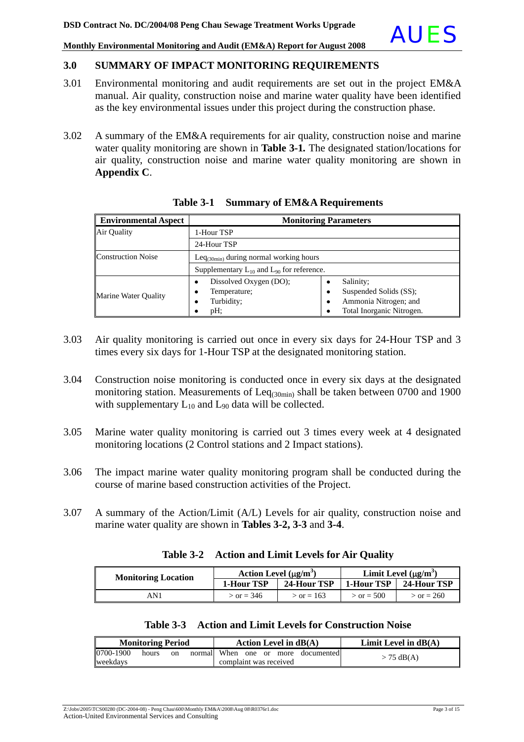## 3.0 SUMMARY OF IMPACT MONITORING REQUIREMENTS

3.01 Environmental monitoring and audit requirements are set out in the project EM&A manual. Air quality, construction noise and marine water quality have been identified as the key environmental issues under this project during the construction phase.

3.02 A summary of the EM&A requirements for air quality, construction noise and marine water quality monitoring are shown in **Table 3-1.** The designated station/locations for air quality, construction noise and marine water quality monitoring are shown in **Appendix C**.

**Table 3-1 Summary of EM&A Requirements**

| Environmental Aspect | Monitoring Parameters | |
|---|---|---|
| Air Quality | 1-Hour TSP | |
| | 24-Hour TSP | |
| Construction Noise | $Leq_{(30min)}$ during normal working hours | |
| | Supplementary $L_{10}$ and $L_{90}$ for reference. | |
| Marine Water Quality | • Dissolved Oxygen (DO);<br>• Temperature;<br>• Turbidity;<br>• pH; | • Salinity;<br>• Suspended Solids (SS);<br>• Ammonia Nitrogen; and<br>• Total Inorganic Nitrogen. |

3.03 Air quality monitoring is carried out once in every six days for 24-Hour TSP and 3 times every six days for 1-Hour TSP at the designated monitoring station.

3.04 Construction noise monitoring is conducted once in every six days at the designated monitoring station. Measurements of $Leq_{(30min)}$ shall be taken between 0700 and 1900 with supplementary $L_{10}$ and $L_{90}$ data will be collected.

3.05 Marine water quality monitoring is carried out 3 times every week at 4 designated monitoring locations (2 Control stations and 2 Impact stations).

3.06 The impact marine water quality monitoring program shall be conducted during the course of marine based construction activities of the Project.

3.07 A summary of the Action/Limit (A/L) Levels for air quality, construction noise and marine water quality are shown in **Tables 3-2, 3-3** and **3-4**.

**Table 3-2 Action and Limit Levels for Air Quality**

| Monitoring Location | Action Level ($\mu g/m^3$) | | Limit Level ($\mu g/m^3$) | |
|---|---|---|---|---|
| | 1-Hour TSP | 24-Hour TSP | 1-Hour TSP | 24-Hour TSP |
| AN1 | > or = 346 | > or = 163 | > or = 500 | > or = 260 |

**Table 3-3 Action and Limit Levels for Construction Noise**

| Monitoring Period | Action Level in dB(A) | Limit Level in dB(A) |
|---|---|---|
| 0700-1900 hours on normal weekdays | When one or more documented complaint was received | > 75 dB(A) |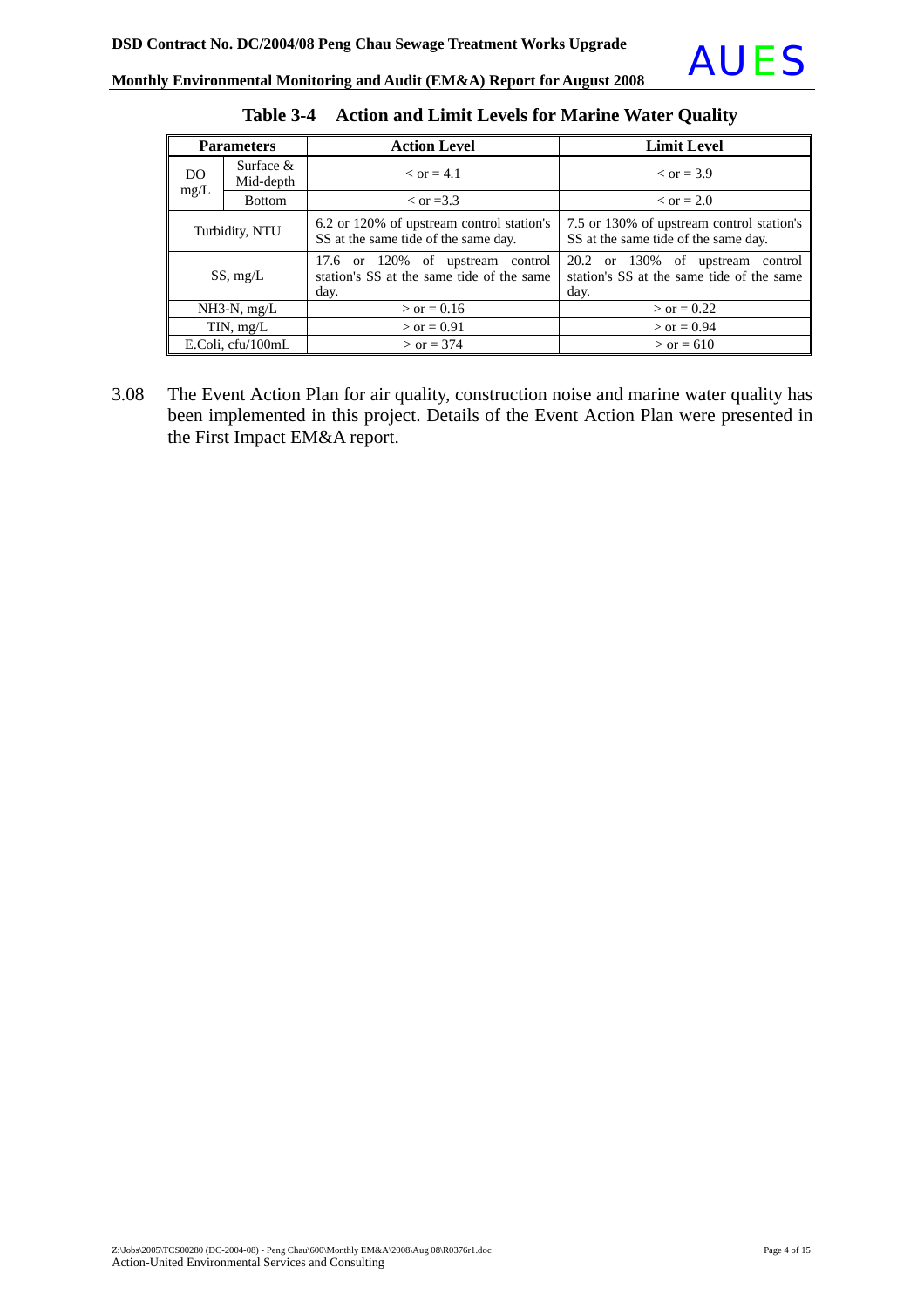**Table 3-4 Action and Limit Levels for Marine Water Quality**

| Parameters | | Action Level | Limit Level |
|---|---|---|---|
| DO mg/L | Surface & Mid-depth | < or = 4.1 | < or = 3.9 |
| | Bottom | < or =3.3 | < or = 2.0 |
| Turbidity, NTU | | 6.2 or 120% of upstream control station's SS at the same tide of the same day. | 7.5 or 130% of upstream control station's SS at the same tide of the same day. |
| SS, mg/L | | 17.6 or 120% of upstream control station's SS at the same tide of the same day. | 20.2 or 130% of upstream control station's SS at the same tide of the same day. |
| NH3-N, mg/L | | > or = 0.16 | > or = 0.22 |
| TIN, mg/L | | > or = 0.91 | > or = 0.94 |
| E.Coli, cfu/100mL | | > or = 374 | > or = 610 |

3.08 The Event Action Plan for air quality, construction noise and marine water quality has been implemented in this project. Details of the Event Action Plan were presented in the First Impact EM&A report.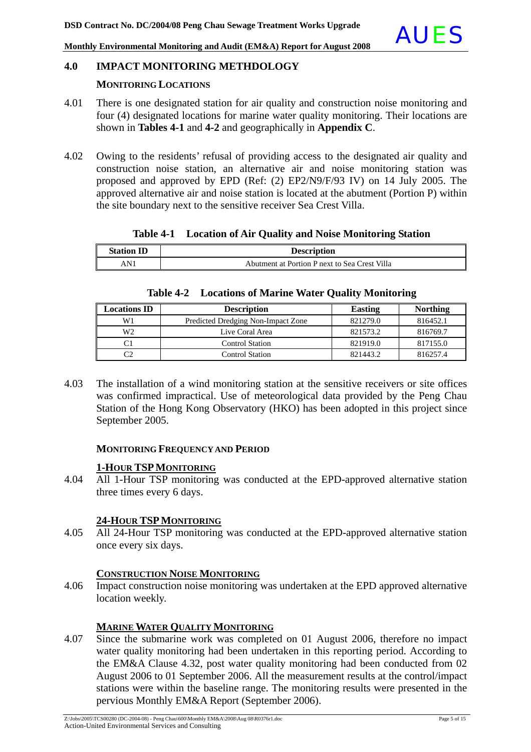## 4.0 IMPACT MONITORING METHDOLOGY

### MONITORING LOCATIONS

4.01 There is one designated station for air quality and construction noise monitoring and four (4) designated locations for marine water quality monitoring. Their locations are shown in **Tables 4-1** and **4-2** and geographically in **Appendix C**.

4.02 Owing to the residents' refusal of providing access to the designated air quality and construction noise station, an alternative air and noise monitoring station was proposed and approved by EPD (Ref: (2) EP2/N9/F/93 IV) on 14 July 2005. The approved alternative air and noise station is located at the abutment (Portion P) within the site boundary next to the sensitive receiver Sea Crest Villa.

**Table 4-1 Location of Air Quality and Noise Monitoring Station**

| Station ID | Description |
|---|---|
| AN1 | Abutment at Portion P next to Sea Crest Villa |

**Table 4-2 Locations of Marine Water Quality Monitoring**

| Locations ID | Description | Easting | Northing |
|---|---|---|---|
| W1 | Predicted Dredging Non-Impact Zone | 821279.0 | 816452.1 |
| W2 | Live Coral Area | 821573.2 | 816769.7 |
| C1 | Control Station | 821919.0 | 817155.0 |
| C2 | Control Station | 821443.2 | 816257.4 |

4.03 The installation of a wind monitoring station at the sensitive receivers or site offices was confirmed impractical. Use of meteorological data provided by the Peng Chau Station of the Hong Kong Observatory (HKO) has been adopted in this project since September 2005.

### MONITORING FREQUENCY AND PERIOD

#### 1-HOUR TSP MONITORING

4.04 All 1-Hour TSP monitoring was conducted at the EPD-approved alternative station three times every 6 days.

#### 24-HOUR TSP MONITORING

4.05 All 24-Hour TSP monitoring was conducted at the EPD-approved alternative station once every six days.

#### CONSTRUCTION NOISE MONITORING

4.06 Impact construction noise monitoring was undertaken at the EPD approved alternative location weekly.

#### MARINE WATER QUALITY MONITORING

4.07 Since the submarine work was completed on 01 August 2006, therefore no impact water quality monitoring had been undertaken in this reporting period. According to the EM&A Clause 4.32, post water quality monitoring had been conducted from 02 August 2006 to 01 September 2006. All the measurement results at the control/impact stations were within the baseline range. The monitoring results were presented in the pervious Monthly EM&A Report (September 2006).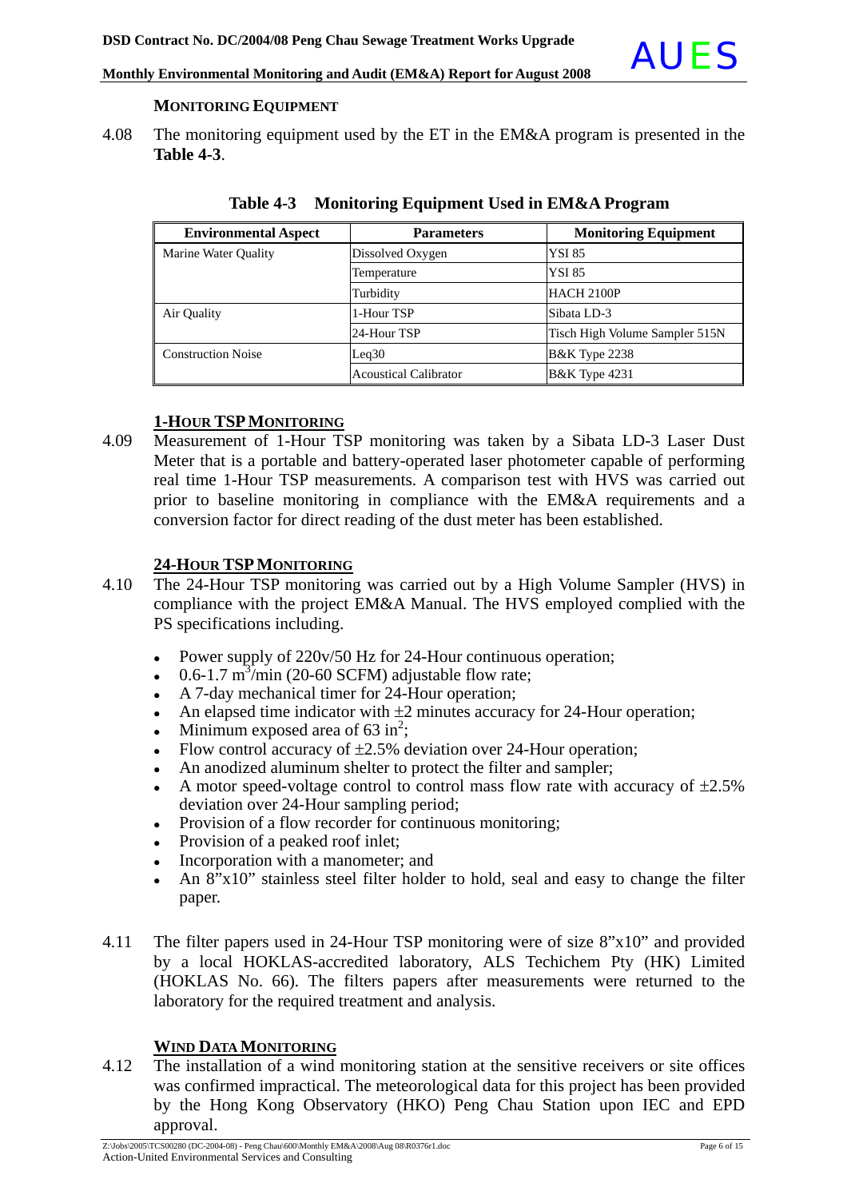### MONITORING EQUIPMENT

4.08 The monitoring equipment used by the ET in the EM&A program is presented in the **Table 4-3**.

**Table 4-3 Monitoring Equipment Used in EM&A Program**

| Environmental Aspect | Parameters | Monitoring Equipment |
|---|---|---|
| Marine Water Quality | Dissolved Oxygen | YSI 85 |
| | Temperature | YSI 85 |
| | Turbidity | HACH 2100P |
| Air Quality | 1-Hour TSP | Sibata LD-3 |
| | 24-Hour TSP | Tisch High Volume Sampler 515N |
| Construction Noise | Leq30 | B&K Type 2238 |
| | Acoustical Calibrator | B&K Type 4231 |

### 1-HOUR TSP MONITORING

4.09 Measurement of 1-Hour TSP monitoring was taken by a Sibata LD-3 Laser Dust Meter that is a portable and battery-operated laser photometer capable of performing real time 1-Hour TSP measurements. A comparison test with HVS was carried out prior to baseline monitoring in compliance with the EM&A requirements and a conversion factor for direct reading of the dust meter has been established.

### 24-HOUR TSP MONITORING

4.10 The 24-Hour TSP monitoring was carried out by a High Volume Sampler (HVS) in compliance with the project EM&A Manual. The HVS employed complied with the PS specifications including.

- Power supply of 220v/50 Hz for 24-Hour continuous operation;
- 0.6-1.7 $m^3$/min (20-60 SCFM) adjustable flow rate;
- A 7-day mechanical timer for 24-Hour operation;
- An elapsed time indicator with ±2 minutes accuracy for 24-Hour operation;
- Minimum exposed area of 63 $in^2$;
- Flow control accuracy of ±2.5% deviation over 24-Hour operation;
- An anodized aluminum shelter to protect the filter and sampler;
- A motor speed-voltage control to control mass flow rate with accuracy of ±2.5% deviation over 24-Hour sampling period;
- Provision of a flow recorder for continuous monitoring;
- Provision of a peaked roof inlet;
- Incorporation with a manometer; and
- An 8"x10" stainless steel filter holder to hold, seal and easy to change the filter paper.

4.11 The filter papers used in 24-Hour TSP monitoring were of size 8"x10" and provided by a local HOKLAS-accredited laboratory, ALS Techichem Pty (HK) Limited (HOKLAS No. 66). The filters papers after measurements were returned to the laboratory for the required treatment and analysis.

### WIND DATA MONITORING

4.12 The installation of a wind monitoring station at the sensitive receivers or site offices was confirmed impractical. The meteorological data for this project has been provided by the Hong Kong Observatory (HKO) Peng Chau Station upon IEC and EPD approval.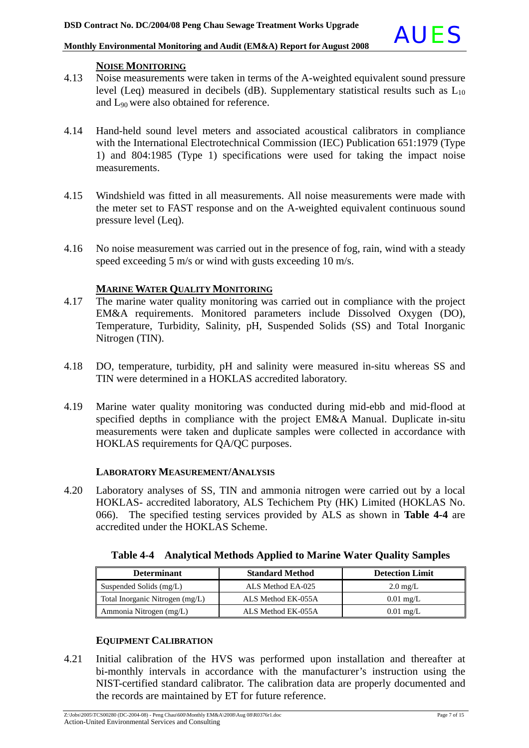### NOISE MONITORING

4.13 Noise measurements were taken in terms of the A-weighted equivalent sound pressure level (Leq) measured in decibels (dB). Supplementary statistical results such as $L_{10}$ and $L_{90}$ were also obtained for reference.

4.14 Hand-held sound level meters and associated acoustical calibrators in compliance with the International Electrotechnical Commission (IEC) Publication 651:1979 (Type 1) and 804:1985 (Type 1) specifications were used for taking the impact noise measurements.

4.15 Windshield was fitted in all measurements. All noise measurements were made with the meter set to FAST response and on the A-weighted equivalent continuous sound pressure level (Leq).

4.16 No noise measurement was carried out in the presence of fog, rain, wind with a steady speed exceeding 5 m/s or wind with gusts exceeding 10 m/s.

### MARINE WATER QUALITY MONITORING

4.17 The marine water quality monitoring was carried out in compliance with the project EM&A requirements. Monitored parameters include Dissolved Oxygen (DO), Temperature, Turbidity, Salinity, pH, Suspended Solids (SS) and Total Inorganic Nitrogen (TIN).

4.18 DO, temperature, turbidity, pH and salinity were measured in-situ whereas SS and TIN were determined in a HOKLAS accredited laboratory.

4.19 Marine water quality monitoring was conducted during mid-ebb and mid-flood at specified depths in compliance with the project EM&A Manual. Duplicate in-situ measurements were taken and duplicate samples were collected in accordance with HOKLAS requirements for QA/QC purposes.

### LABORATORY MEASUREMENT/ANALYSIS

4.20 Laboratory analyses of SS, TIN and ammonia nitrogen were carried out by a local HOKLAS- accredited laboratory, ALS Techichem Pty (HK) Limited (HOKLAS No. 066). The specified testing services provided by ALS as shown in **Table 4-4** are accredited under the HOKLAS Scheme.

**Table 4-4 Analytical Methods Applied to Marine Water Quality Samples**

| Determinant | Standard Method | Detection Limit |
|---|---|---|
| Suspended Solids (mg/L) | ALS Method EA-025 | 2.0 mg/L |
| Total Inorganic Nitrogen (mg/L) | ALS Method EK-055A | 0.01 mg/L |
| Ammonia Nitrogen (mg/L) | ALS Method EK-055A | 0.01 mg/L |

### EQUIPMENT CALIBRATION

4.21 Initial calibration of the HVS was performed upon installation and thereafter at bi-monthly intervals in accordance with the manufacturer's instruction using the NIST-certified standard calibrator. The calibration data are properly documented and the records are maintained by ET for future reference.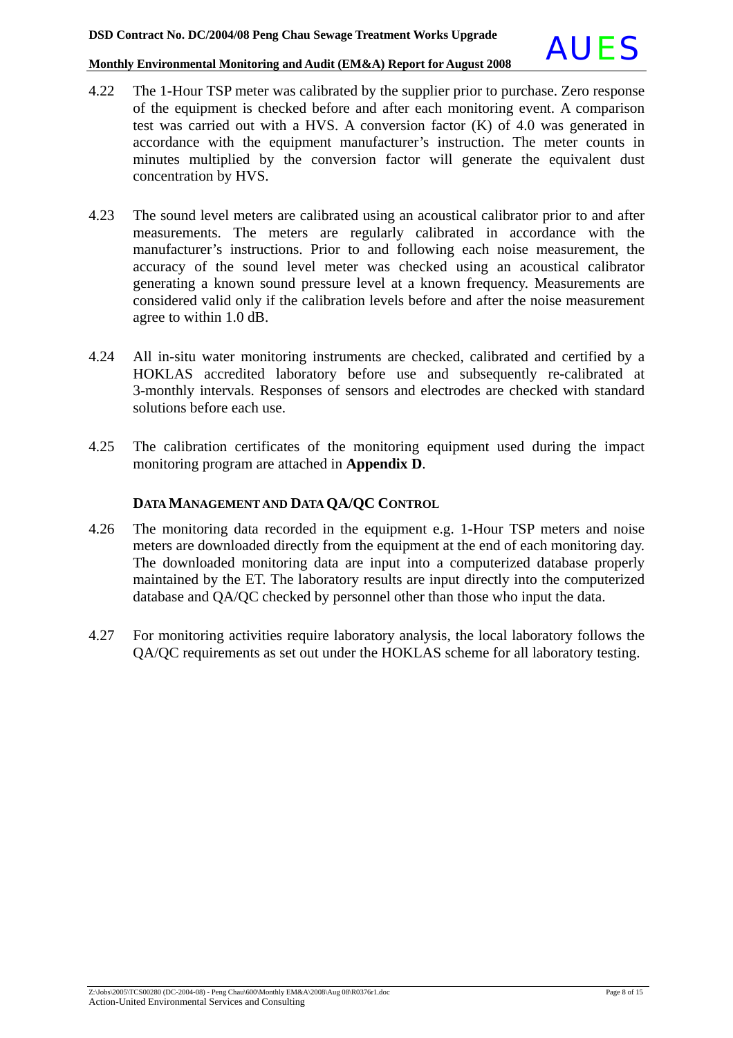4.22 The 1-Hour TSP meter was calibrated by the supplier prior to purchase. Zero response of the equipment is checked before and after each monitoring event. A comparison test was carried out with a HVS. A conversion factor (K) of 4.0 was generated in accordance with the equipment manufacturer's instruction. The meter counts in minutes multiplied by the conversion factor will generate the equivalent dust concentration by HVS.

4.23 The sound level meters are calibrated using an acoustical calibrator prior to and after measurements. The meters are regularly calibrated in accordance with the manufacturer's instructions. Prior to and following each noise measurement, the accuracy of the sound level meter was checked using an acoustical calibrator generating a known sound pressure level at a known frequency. Measurements are considered valid only if the calibration levels before and after the noise measurement agree to within 1.0 dB.

4.24 All in-situ water monitoring instruments are checked, calibrated and certified by a HOKLAS accredited laboratory before use and subsequently re-calibrated at 3-monthly intervals. Responses of sensors and electrodes are checked with standard solutions before each use.

4.25 The calibration certificates of the monitoring equipment used during the impact monitoring program are attached in **Appendix D**.

**DATA MANAGEMENT AND DATA QA/QC CONTROL**

4.26 The monitoring data recorded in the equipment e.g. 1-Hour TSP meters and noise meters are downloaded directly from the equipment at the end of each monitoring day. The downloaded monitoring data are input into a computerized database properly maintained by the ET. The laboratory results are input directly into the computerized database and QA/QC checked by personnel other than those who input the data.

4.27 For monitoring activities require laboratory analysis, the local laboratory follows the QA/QC requirements as set out under the HOKLAS scheme for all laboratory testing.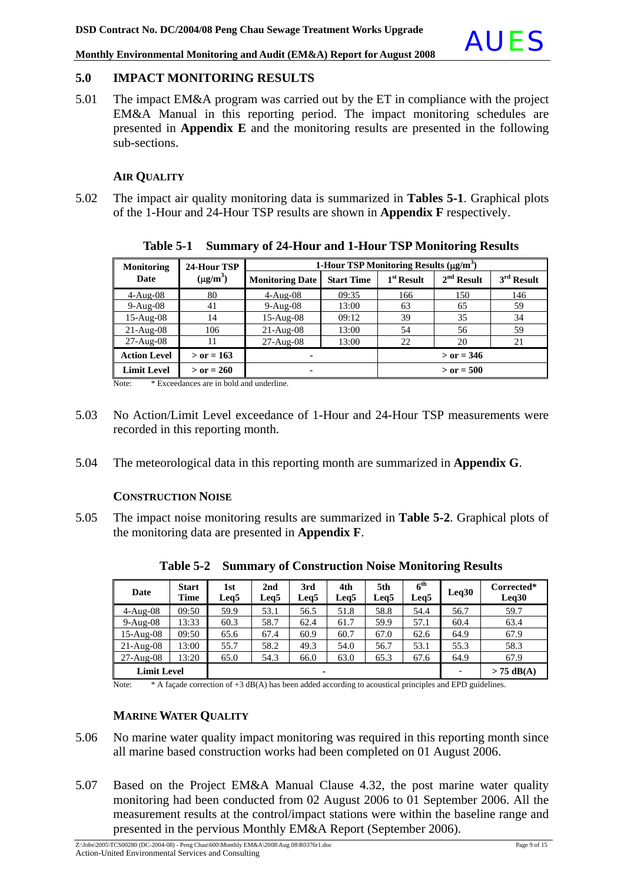## 5.0 IMPACT MONITORING RESULTS

5.01 The impact EM&A program was carried out by the ET in compliance with the project EM&A Manual in this reporting period. The impact monitoring schedules are presented in **Appendix E** and the monitoring results are presented in the following sub-sections.

### AIR QUALITY

5.02 The impact air quality monitoring data is summarized in **Tables 5-1**. Graphical plots of the 1-Hour and 24-Hour TSP results are shown in **Appendix F** respectively.

**Table 5-1 Summary of 24-Hour and 1-Hour TSP Monitoring Results**

| Monitoring Date | 24-Hour TSP ($\mu g/m^3$) | 1-Hour TSP Monitoring Results ($\mu g/m^3$) | | | | |
|---|---|---|---|---|---|---|
| | | Monitoring Date | Start Time | 1st Result | 2nd Result | 3rd Result |
| 4-Aug-08 | 80 | 4-Aug-08 | 09:35 | 166 | 150 | 146 |
| 9-Aug-08 | 41 | 9-Aug-08 | 13:00 | 63 | 65 | 59 |
| 15-Aug-08 | 14 | 15-Aug-08 | 09:12 | 39 | 35 | 34 |
| 21-Aug-08 | 106 | 21-Aug-08 | 13:00 | 54 | 56 | 59 |
| 27-Aug-08 | 11 | 27-Aug-08 | 13:00 | 22 | 20 | 21 |
| **Action Level** | **> or = 163** | - | | **> or = 346** | | |
| **Limit Level** | **> or = 260** | - | | **> or = 500** | | |

Note: * Exceedances are in bold and underline.

5.03 No Action/Limit Level exceedance of 1-Hour and 24-Hour TSP measurements were recorded in this reporting month.

5.04 The meteorological data in this reporting month are summarized in **Appendix G**.

### CONSTRUCTION NOISE

5.05 The impact noise monitoring results are summarized in **Table 5-2**. Graphical plots of the monitoring data are presented in **Appendix F**.

**Table 5-2 Summary of Construction Noise Monitoring Results**

| Date | Start Time | 1st Leq5 | 2nd Leq5 | 3rd Leq5 | 4th Leq5 | 5th Leq5 | 6th Leq5 | Leq30 | Corrected* Leq30 |
|---|---|---|---|---|---|---|---|---|---|
| 4-Aug-08 | 09:50 | 59.9 | 53.1 | 56.5 | 51.8 | 58.8 | 54.4 | 56.7 | 59.7 |
| 9-Aug-08 | 13:33 | 60.3 | 58.7 | 62.4 | 61.7 | 59.9 | 57.1 | 60.4 | 63.4 |
| 15-Aug-08 | 09:50 | 65.6 | 67.4 | 60.9 | 60.7 | 67.0 | 62.6 | 64.9 | 67.9 |
| 21-Aug-08 | 13:00 | 55.7 | 58.2 | 49.3 | 54.0 | 56.7 | 53.1 | 55.3 | 58.3 |
| 27-Aug-08 | 13:20 | 65.0 | 54.3 | 66.0 | 63.0 | 65.3 | 67.6 | 64.9 | 67.9 |
| **Limit Level** | | - | | | | | | - | **> 75 dB(A)** |

Note: * A façade correction of +3 dB(A) has been added according to acoustical principles and EPD guidelines.

### MARINE WATER QUALITY

5.06 No marine water quality impact monitoring was required in this reporting month since all marine based construction works had been completed on 01 August 2006.

5.07 Based on the Project EM&A Manual Clause 4.32, the post marine water quality monitoring had been conducted from 02 August 2006 to 01 September 2006. All the measurement results at the control/impact stations were within the baseline range and presented in the pervious Monthly EM&A Report (September 2006).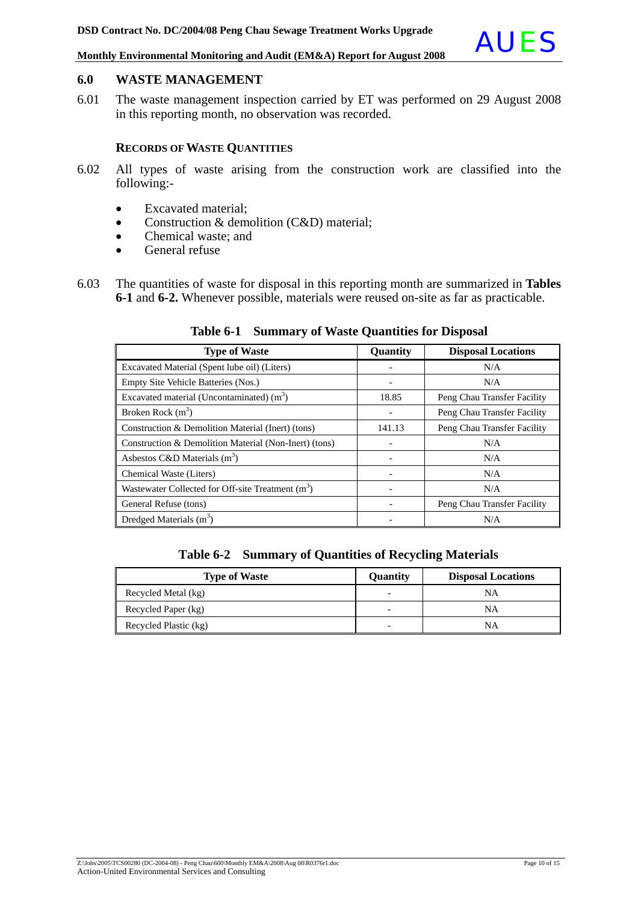## 6.0 WASTE MANAGEMENT

6.01 The waste management inspection carried by ET was performed on 29 August 2008 in this reporting month, no observation was recorded.

### RECORDS OF WASTE QUANTITIES

6.02 All types of waste arising from the construction work are classified into the following:-

- Excavated material;
- Construction & demolition (C&D) material;
- Chemical waste; and
- General refuse

6.03 The quantities of waste for disposal in this reporting month are summarized in **Tables 6-1** and **6-2.** Whenever possible, materials were reused on-site as far as practicable.

**Table 6-1 Summary of Waste Quantities for Disposal**

| Type of Waste | Quantity | Disposal Locations |
|---|---|---|
| Excavated Material (Spent lube oil) (Liters) | - | N/A |
| Empty Site Vehicle Batteries (Nos.) | - | N/A |
| Excavated material (Uncontaminated) ($m^3$) | 18.85 | Peng Chau Transfer Facility |
| Broken Rock ($m^3$) | - | Peng Chau Transfer Facility |
| Construction & Demolition Material (Inert) (tons) | 141.13 | Peng Chau Transfer Facility |
| Construction & Demolition Material (Non-Inert) (tons) | - | N/A |
| Asbestos C&D Materials ($m^3$) | - | N/A |
| Chemical Waste (Liters) | - | N/A |
| Wastewater Collected for Off-site Treatment ($m^3$) | - | N/A |
| General Refuse (tons) | - | Peng Chau Transfer Facility |
| Dredged Materials ($m^3$) | - | N/A |

**Table 6-2 Summary of Quantities of Recycling Materials**

| Type of Waste | Quantity | Disposal Locations |
|---|---|---|
| Recycled Metal (kg) | - | NA |
| Recycled Paper (kg) | - | NA |
| Recycled Plastic (kg) | - | NA |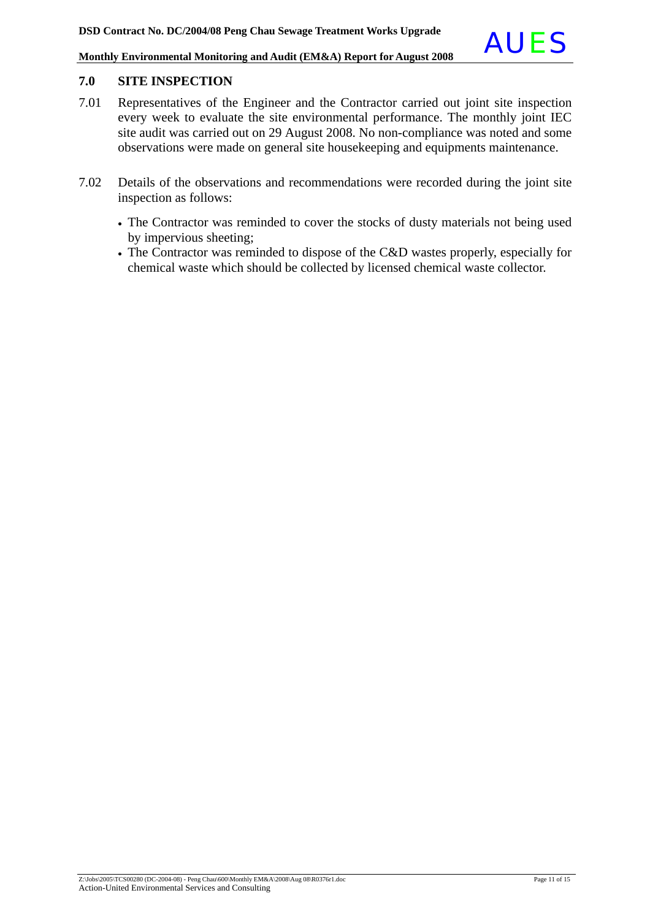## 7.0 SITE INSPECTION

7.01 Representatives of the Engineer and the Contractor carried out joint site inspection every week to evaluate the site environmental performance. The monthly joint IEC site audit was carried out on 29 August 2008. No non-compliance was noted and some observations were made on general site housekeeping and equipments maintenance.

7.02 Details of the observations and recommendations were recorded during the joint site inspection as follows:

- The Contractor was reminded to cover the stocks of dusty materials not being used by impervious sheeting;
- The Contractor was reminded to dispose of the C&D wastes properly, especially for chemical waste which should be collected by licensed chemical waste collector.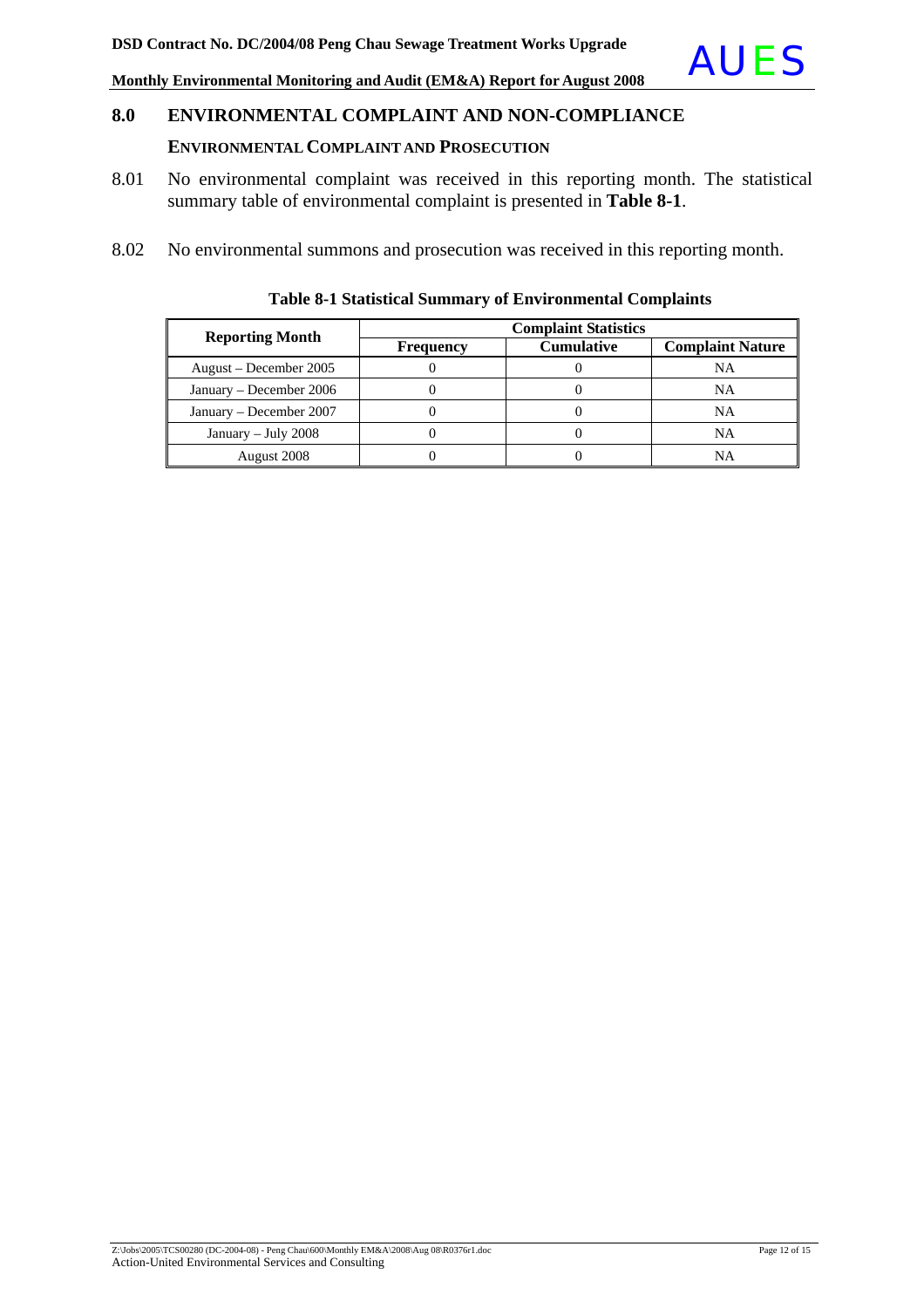## 8.0 ENVIRONMENTAL COMPLAINT AND NON-COMPLIANCE

### ENVIRONMENTAL COMPLAINT AND PROSECUTION

8.01 No environmental complaint was received in this reporting month. The statistical summary table of environmental complaint is presented in **Table 8-1**.

8.02 No environmental summons and prosecution was received in this reporting month.

**Table 8-1 Statistical Summary of Environmental Complaints**

| Reporting Month | Complaint Statistics | | |
|---|---|---|---|
| | Frequency | Cumulative | Complaint Nature |
| August – December 2005 | 0 | 0 | NA |
| January – December 2006 | 0 | 0 | NA |
| January – December 2007 | 0 | 0 | NA |
| January – July 2008 | 0 | 0 | NA |
| August 2008 | 0 | 0 | NA |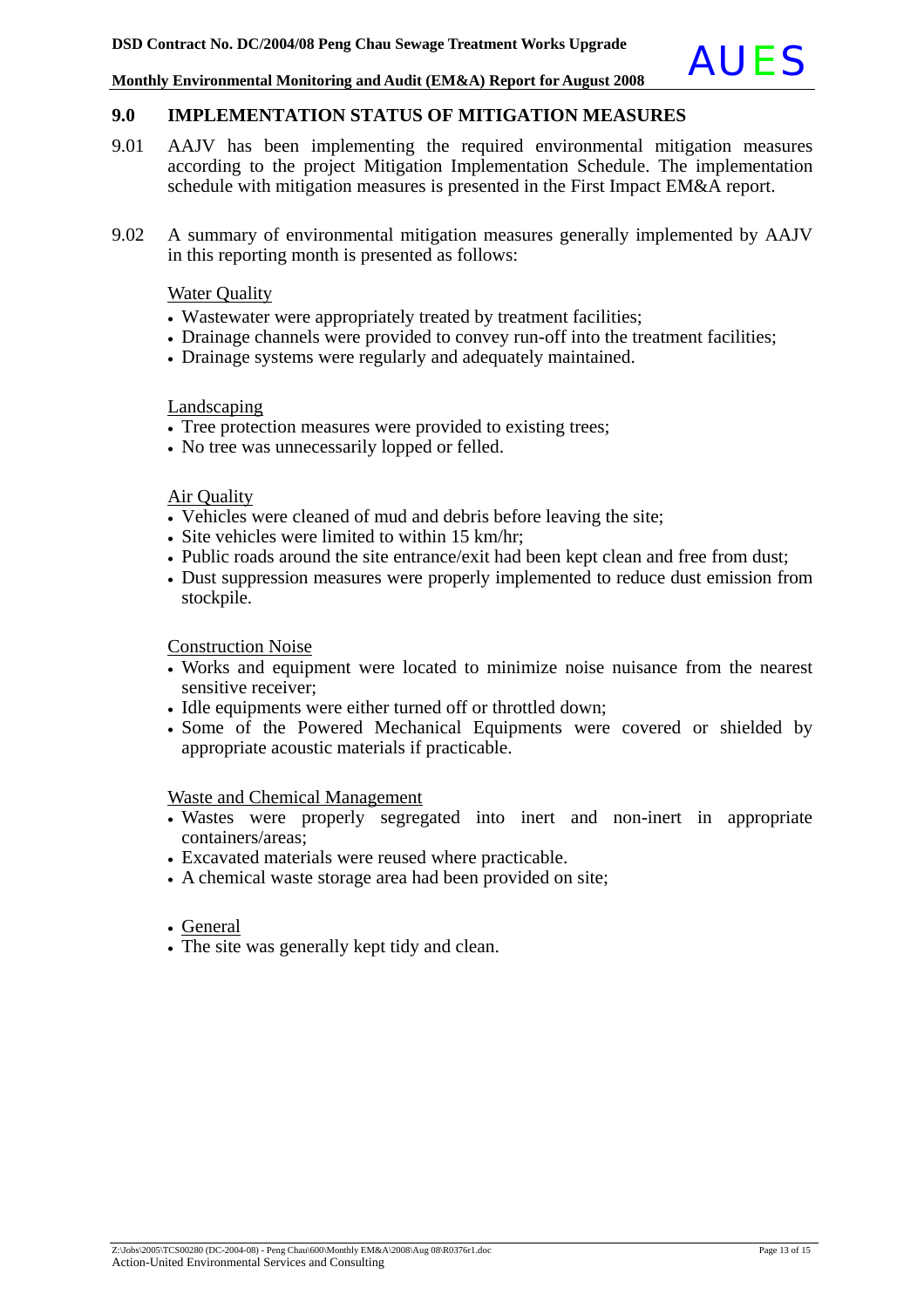## 9.0 IMPLEMENTATION STATUS OF MITIGATION MEASURES

9.01 AAJV has been implementing the required environmental mitigation measures according to the project Mitigation Implementation Schedule. The implementation schedule with mitigation measures is presented in the First Impact EM&A report.

9.02 A summary of environmental mitigation measures generally implemented by AAJV in this reporting month is presented as follows:

<u>Water Quality</u>

- Wastewater were appropriately treated by treatment facilities;
- Drainage channels were provided to convey run-off into the treatment facilities;
- Drainage systems were regularly and adequately maintained.

<u>Landscaping</u>

- Tree protection measures were provided to existing trees;
- No tree was unnecessarily lopped or felled.

<u>Air Quality</u>

- Vehicles were cleaned of mud and debris before leaving the site;
- Site vehicles were limited to within 15 km/hr;
- Public roads around the site entrance/exit had been kept clean and free from dust;
- Dust suppression measures were properly implemented to reduce dust emission from stockpile.

<u>Construction Noise</u>

- Works and equipment were located to minimize noise nuisance from the nearest sensitive receiver;
- Idle equipments were either turned off or throttled down;
- Some of the Powered Mechanical Equipments were covered or shielded by appropriate acoustic materials if practicable.

<u>Waste and Chemical Management</u>

- Wastes were properly segregated into inert and non-inert in appropriate containers/areas;
- Excavated materials were reused where practicable.
- A chemical waste storage area had been provided on site;

- <u>General</u>
- The site was generally kept tidy and clean.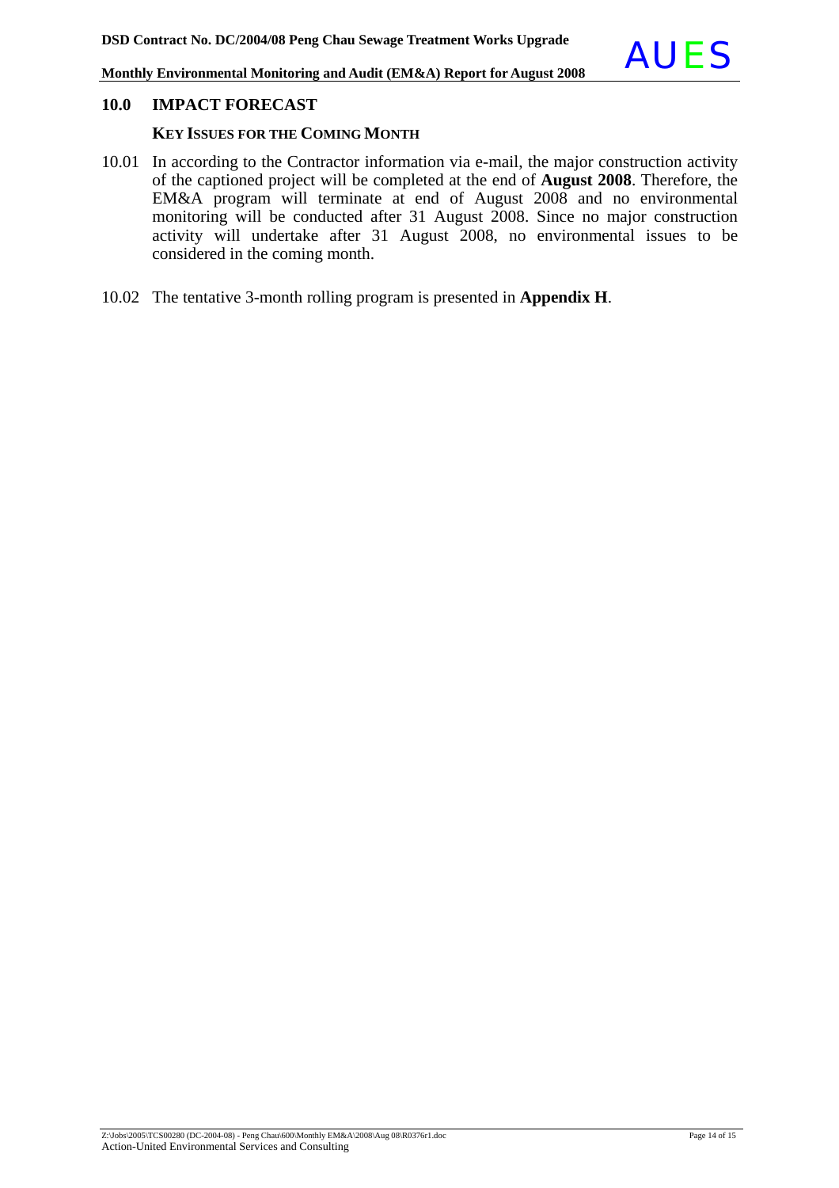## 10.0 IMPACT FORECAST

### KEY ISSUES FOR THE COMING MONTH

10.01 In according to the Contractor information via e-mail, the major construction activity of the captioned project will be completed at the end of **August 2008**. Therefore, the EM&A program will terminate at end of August 2008 and no environmental monitoring will be conducted after 31 August 2008. Since no major construction activity will undertake after 31 August 2008, no environmental issues to be considered in the coming month.

10.02 The tentative 3-month rolling program is presented in **Appendix H**.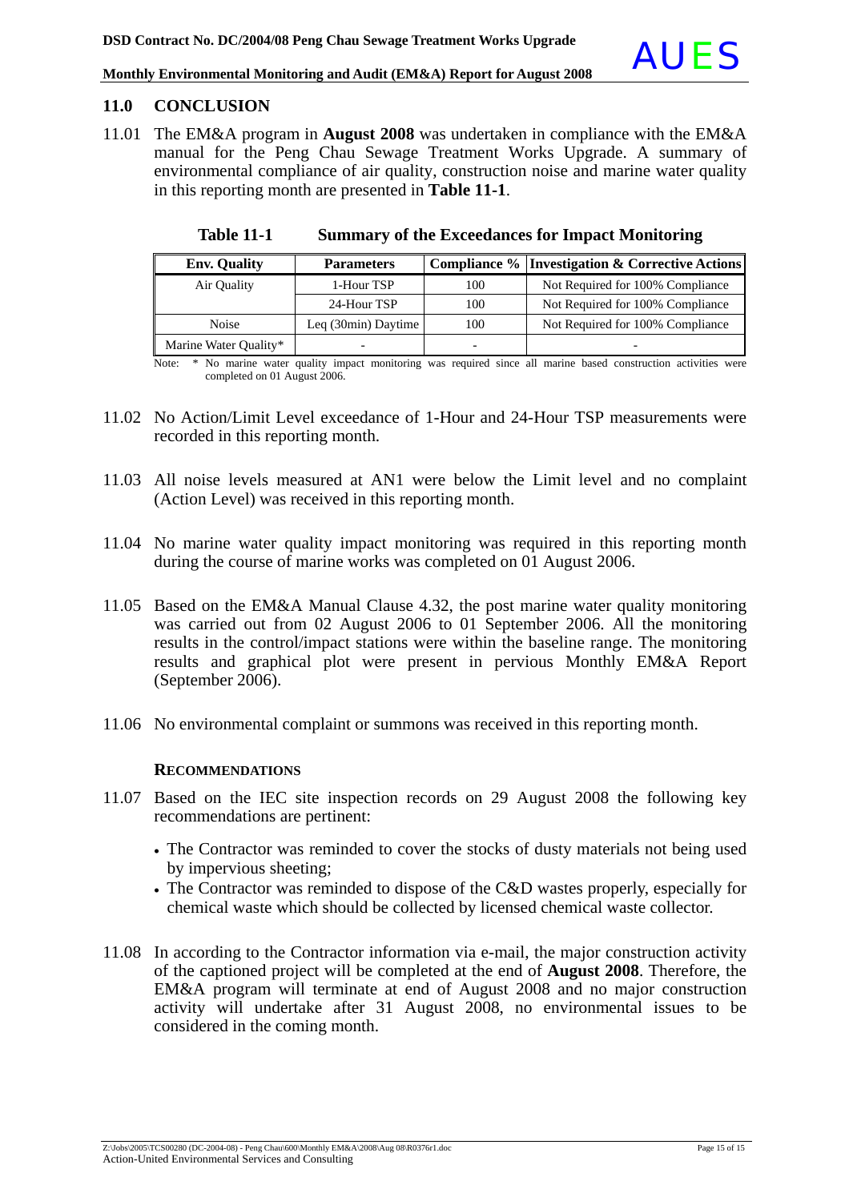## 11.0 CONCLUSION

11.01 The EM&A program in **August 2008** was undertaken in compliance with the EM&A manual for the Peng Chau Sewage Treatment Works Upgrade. A summary of environmental compliance of air quality, construction noise and marine water quality in this reporting month are presented in **Table 11-1**.

**Table 11-1 Summary of the Exceedances for Impact Monitoring**

| Env. Quality | Parameters | Compliance % | Investigation & Corrective Actions |
|---|---|---|---|
| Air Quality | 1-Hour TSP | 100 | Not Required for 100% Compliance |
| | 24-Hour TSP | 100 | Not Required for 100% Compliance |
| Noise | Leq (30min) Daytime | 100 | Not Required for 100% Compliance |
| Marine Water Quality* | - | - | - |

Note: * No marine water quality impact monitoring was required since all marine based construction activities were completed on 01 August 2006.

11.02 No Action/Limit Level exceedance of 1-Hour and 24-Hour TSP measurements were recorded in this reporting month.

11.03 All noise levels measured at AN1 were below the Limit level and no complaint (Action Level) was received in this reporting month.

11.04 No marine water quality impact monitoring was required in this reporting month during the course of marine works was completed on 01 August 2006.

11.05 Based on the EM&A Manual Clause 4.32, the post marine water quality monitoring was carried out from 02 August 2006 to 01 September 2006. All the monitoring results in the control/impact stations were within the baseline range. The monitoring results and graphical plot were present in pervious Monthly EM&A Report (September 2006).

11.06 No environmental complaint or summons was received in this reporting month.

### RECOMMENDATIONS

11.07 Based on the IEC site inspection records on 29 August 2008 the following key recommendations are pertinent:

- The Contractor was reminded to cover the stocks of dusty materials not being used by impervious sheeting;
- The Contractor was reminded to dispose of the C&D wastes properly, especially for chemical waste which should be collected by licensed chemical waste collector.

11.08 In according to the Contractor information via e-mail, the major construction activity of the captioned project will be completed at the end of **August 2008**. Therefore, the EM&A program will terminate at end of August 2008 and no major construction activity will undertake after 31 August 2008, no environmental issues to be considered in the coming month.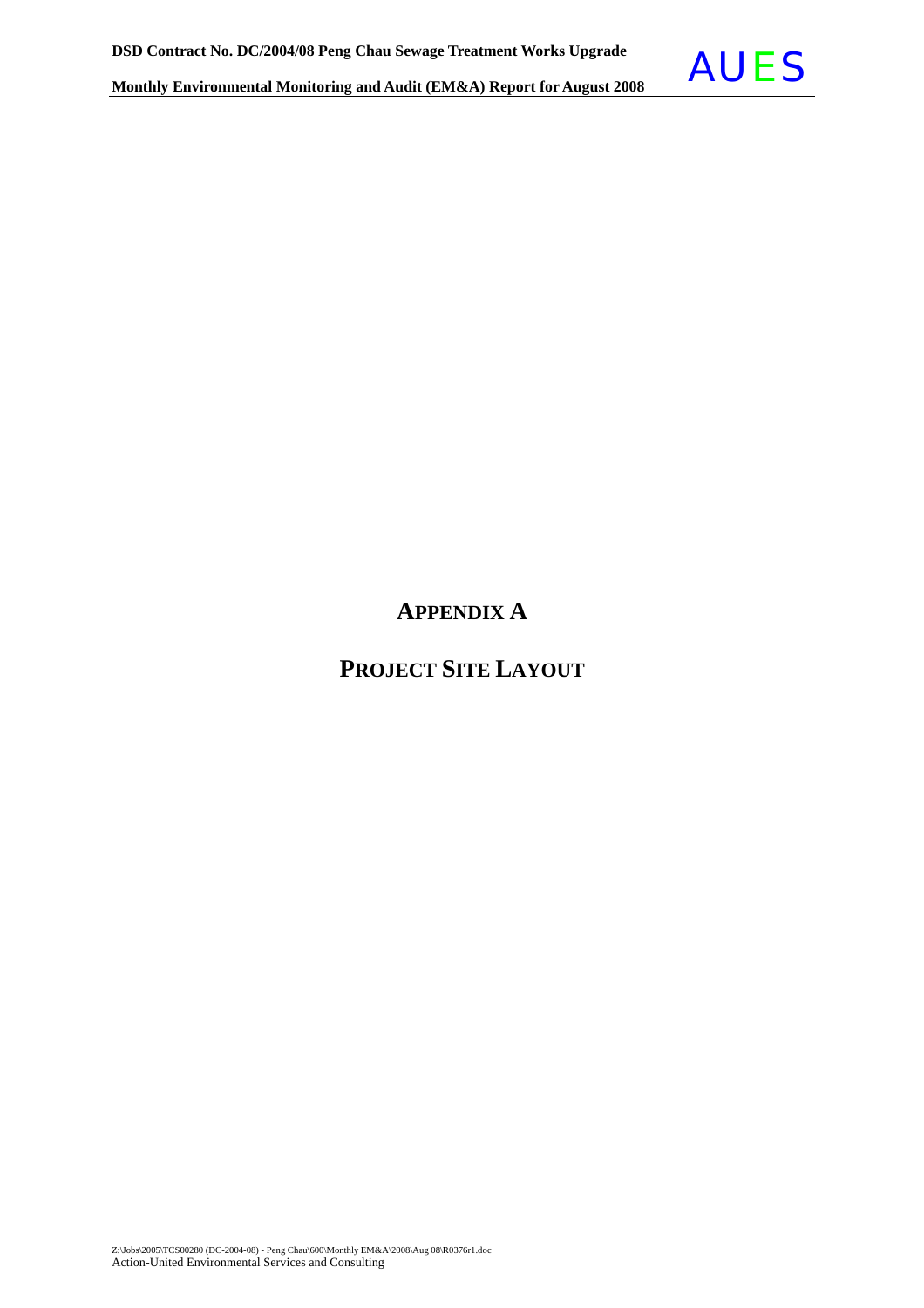# APPENDIX A

# PROJECT SITE LAYOUT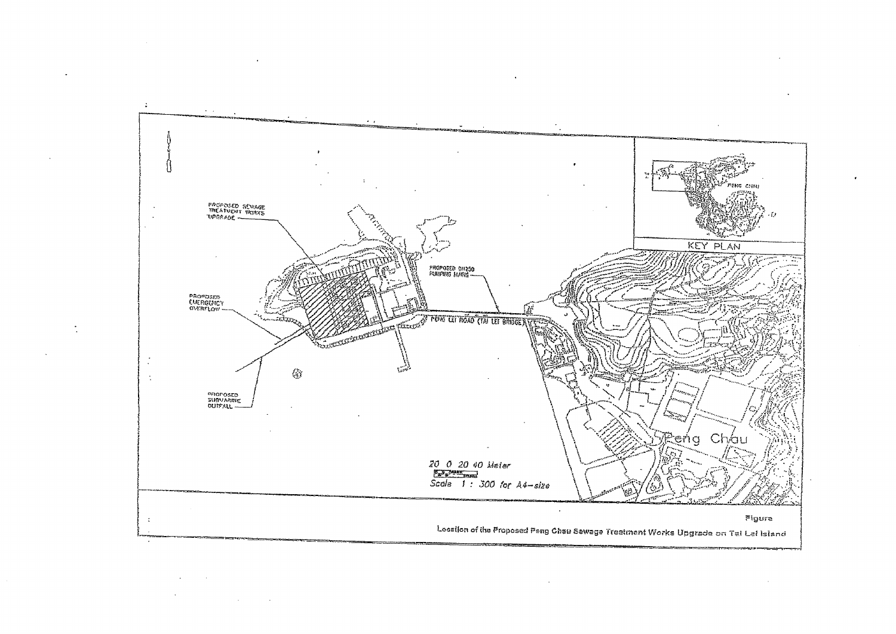PROPOSED SEWAGE TREATMENT WORKS UPGRADE

PROPOSED EMERGENCY OVERFLOW

PROPOSED SUBMARINE OUTFALL

PROPOSED DN250 PUMPING MAINS

PENG LEI ROAD (TAI LEI BRIDGE)

KEY PLAN

PENG CHAU

Peng Chau

20 0 20 40 Meter

Scale 1 : 300 for A4-size

Figure

Location of the Proposed Peng Chau Sewage Treatment Works Upgrade on Tai Lei Island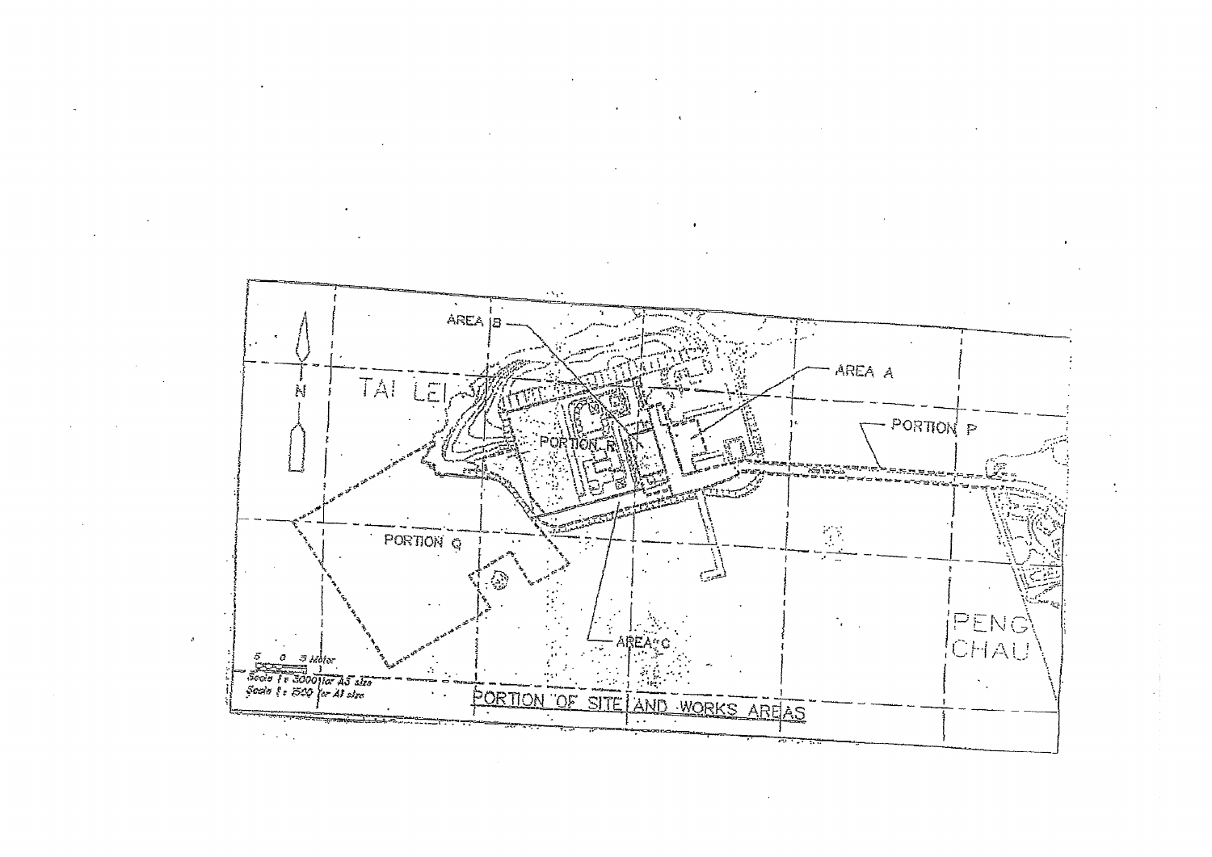AREA B

AREA A

PORTION P

PORTION R

TAI LEI

PORTION Q

AREA C

PENG CHAU

N

5 0 5 Meter

Scale 1 : 3000 for A3 size

Scale 1 : 1500 for A1 size

PORTION OF SITE AND WORKS AREAS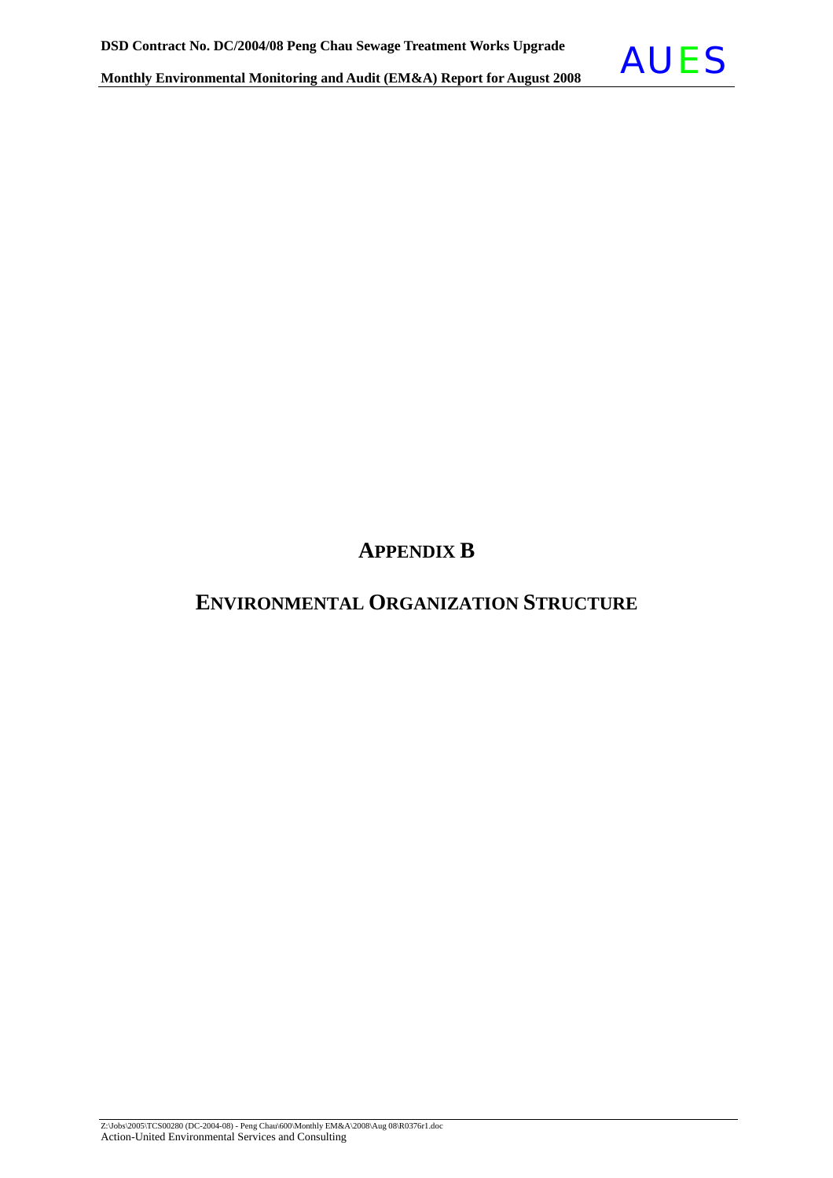# APPENDIX B

# ENVIRONMENTAL ORGANIZATION STRUCTURE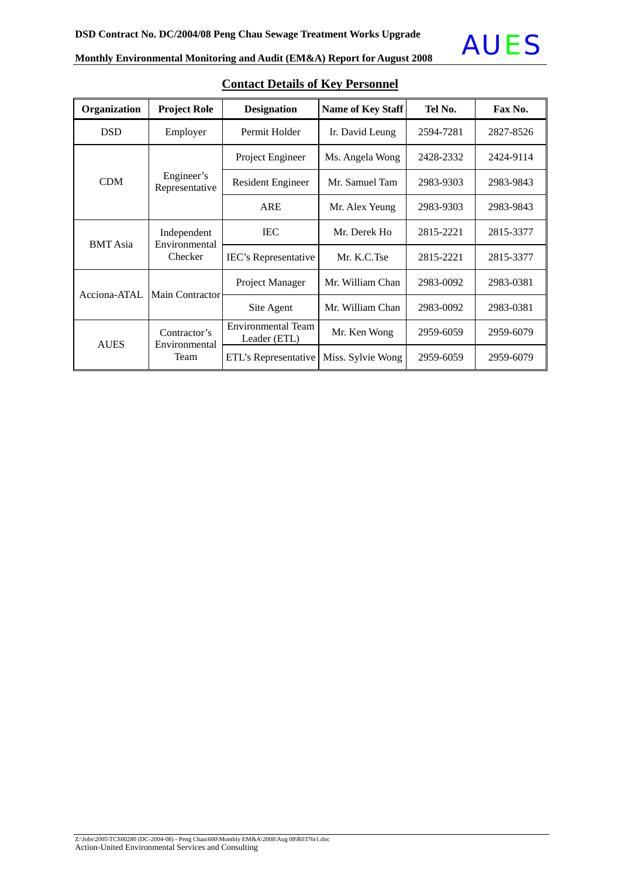## Contact Details of Key Personnel

| Organization | Project Role | Designation | Name of Key Staff | Tel No. | Fax No. |
|---|---|---|---|---|---|
| DSD | Employer | Permit Holder | Ir. David Leung | 2594-7281 | 2827-8526 |
| CDM | Engineer's Representative | Project Engineer | Ms. Angela Wong | 2428-2332 | 2424-9114 |
| | | Resident Engineer | Mr. Samuel Tam | 2983-9303 | 2983-9843 |
| | | ARE | Mr. Alex Yeung | 2983-9303 | 2983-9843 |
| BMT Asia | Independent Environmental Checker | IEC | Mr. Derek Ho | 2815-2221 | 2815-3377 |
| | | IEC's Representative | Mr. K.C.Tse | 2815-2221 | 2815-3377 |
| Acciona-ATAL | Main Contractor | Project Manager | Mr. William Chan | 2983-0092 | 2983-0381 |
| | | Site Agent | Mr. William Chan | 2983-0092 | 2983-0381 |
| AUES | Contractor's Environmental Team | Environmental Team Leader (ETL) | Mr. Ken Wong | 2959-6059 | 2959-6079 |
| | | ETL's Representative | Miss. Sylvie Wong | 2959-6059 | 2959-6079 |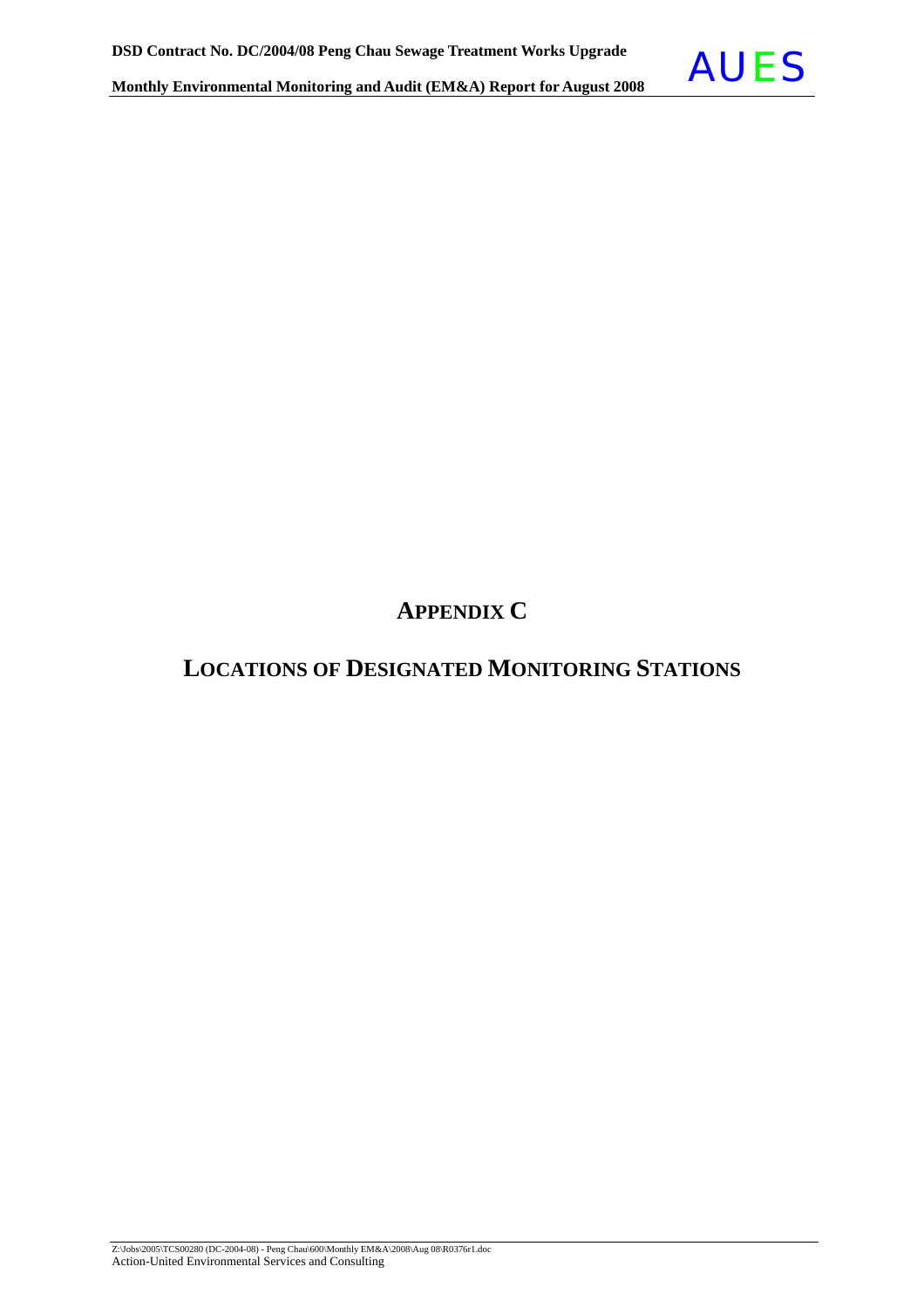# APPENDIX C

## LOCATIONS OF DESIGNATED MONITORING STATIONS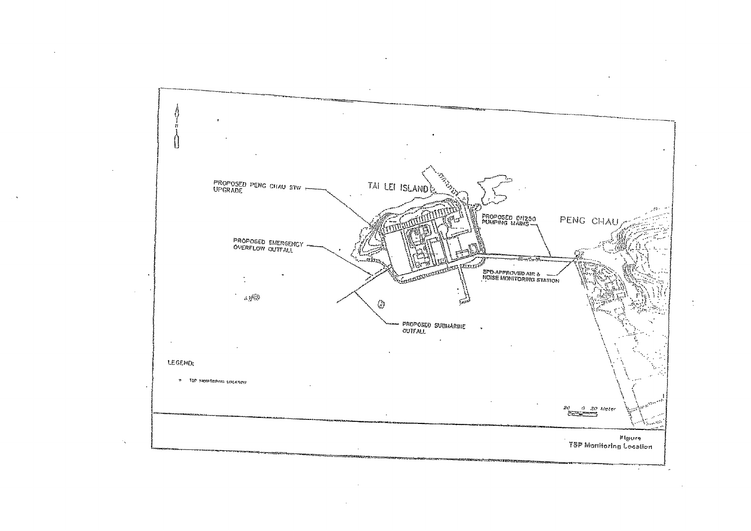PROPOSED PENG CHAU STW UPGRADE

TAI LEI ISLAND

PROPOSED DN250 PUMPING MAINS

PENG CHAU

PROPOSED EMERGENCY OVERFLOW OUTFALL

EPD-APPROVED AIR & NOISE MONITORING STATION

PROPOSED SUBMARINE OUTFALL

LEGEND:

TSP MONITORING LOCATION

20 0 20 Meter

Figure

TSP Monitoring Location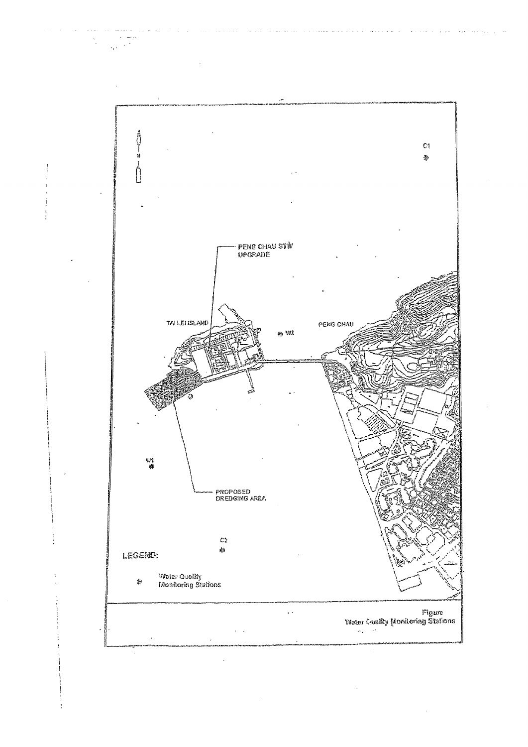C1

PENG CHAU STW UPGRADE

TAI LEI ISLAND

W2

PENG CHAU

W1

PROPOSED DREDGING AREA

C2

LEGEND:

Water Quality Monitoring Stations

Figure
Water Quality Monitoring Stations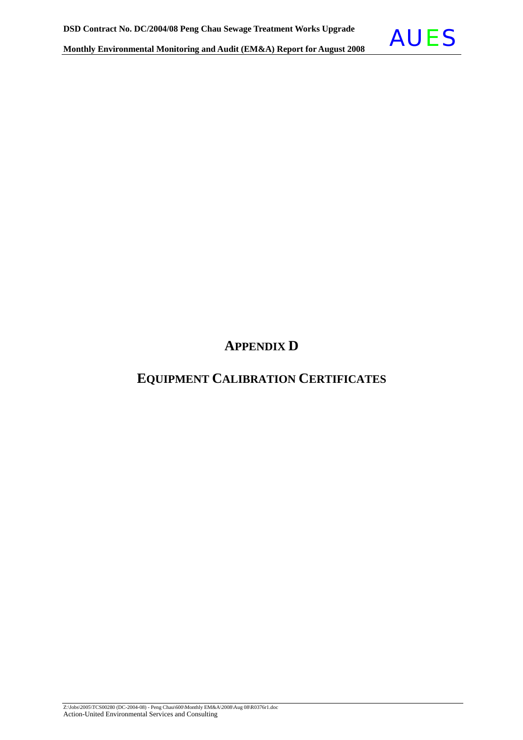# APPENDIX D

# EQUIPMENT CALIBRATION CERTIFICATES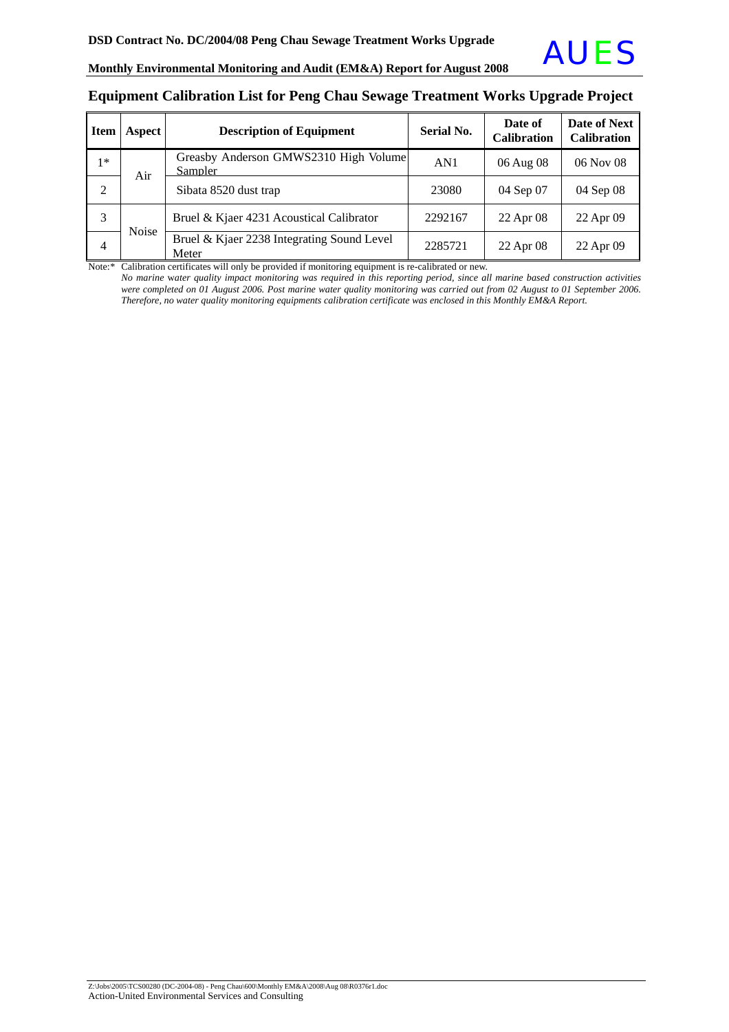## Equipment Calibration List for Peng Chau Sewage Treatment Works Upgrade Project

| Item | Aspect | Description of Equipment | Serial No. | Date of Calibration | Date of Next Calibration |
|---|---|---|---|---|---|
| 1* | Air | Greasby Anderson GMWS2310 High Volume Sampler | AN1 | 06 Aug 08 | 06 Nov 08 |
| 2 | | Sibata 8520 dust trap | 23080 | 04 Sep 07 | 04 Sep 08 |
| 3 | Noise | Bruel & Kjaer 4231 Acoustical Calibrator | 2292167 | 22 Apr 08 | 22 Apr 09 |
| 4 | | Bruel & Kjaer 2238 Integrating Sound Level Meter | 2285721 | 22 Apr 08 | 22 Apr 09 |

Note:* Calibration certificates will only be provided if monitoring equipment is re-calibrated or new.

*No marine water quality impact monitoring was required in this reporting period, since all marine based construction activities were completed on 01 August 2006. Post marine water quality monitoring was carried out from 02 August to 01 September 2006. Therefore, no water quality monitoring equipments calibration certificate was enclosed in this Monthly EM&A Report.*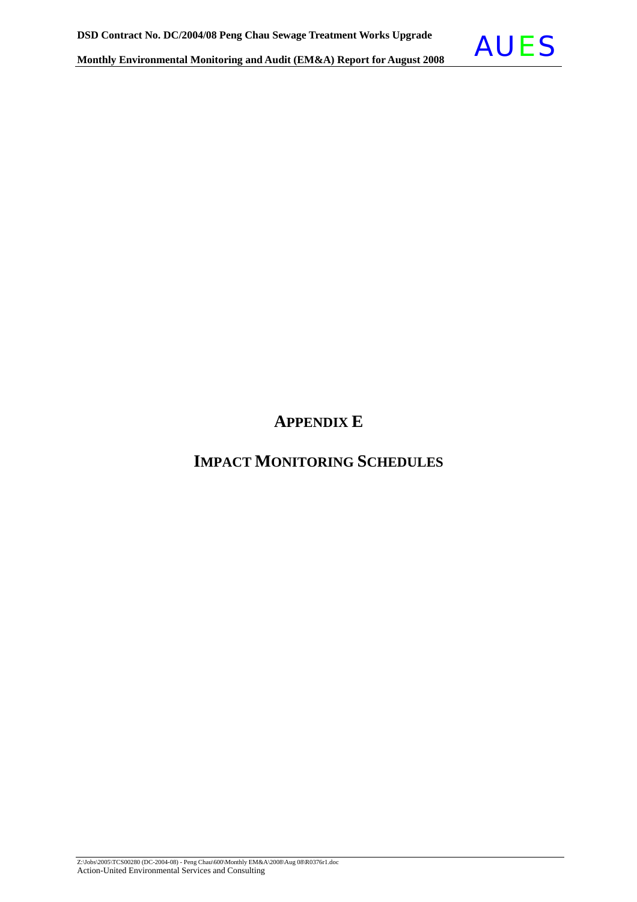# APPENDIX E

# IMPACT MONITORING SCHEDULES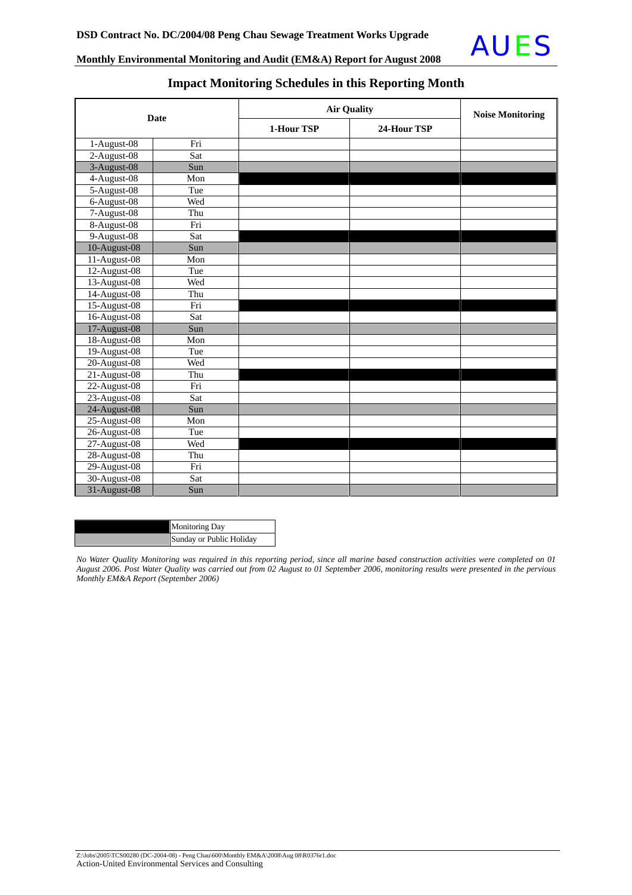## Impact Monitoring Schedules in this Reporting Month

| Date | | Air Quality | | Noise Monitoring |
|---|---|---|---|---|
| | | 1-Hour TSP | 24-Hour TSP | |
| 1-August-08 | Fri | | | |
| 2-August-08 | Sat | | | |
| 3-August-08 | Sun | | | |
| 4-August-08 | Mon | | | |
| 5-August-08 | Tue | | | |
| 6-August-08 | Wed | | | |
| 7-August-08 | Thu | | | |
| 8-August-08 | Fri | | | |
| 9-August-08 | Sat | | | |
| 10-August-08 | Sun | | | |
| 11-August-08 | Mon | | | |
| 12-August-08 | Tue | | | |
| 13-August-08 | Wed | | | |
| 14-August-08 | Thu | | | |
| 15-August-08 | Fri | | | |
| 16-August-08 | Sat | | | |
| 17-August-08 | Sun | | | |
| 18-August-08 | Mon | | | |
| 19-August-08 | Tue | | | |
| 20-August-08 | Wed | | | |
| 21-August-08 | Thu | | | |
| 22-August-08 | Fri | | | |
| 23-August-08 | Sat | | | |
| 24-August-08 | Sun | | | |
| 25-August-08 | Mon | | | |
| 26-August-08 | Tue | | | |
| 27-August-08 | Wed | | | |
| 28-August-08 | Thu | | | |
| 29-August-08 | Fri | | | |
| 30-August-08 | Sat | | | |
| 31-August-08 | Sun | | | |

| Legend | |
|---|---|
| (black) | Monitoring Day |
| (grey) | Sunday or Public Holiday |

*No Water Quality Monitoring was required in this reporting period, since all marine based construction activities were completed on 01 August 2006. Post Water Quality was carried out from 02 August to 01 September 2006, monitoring results were presented in the pervious Monthly EM&A Report (September 2006)*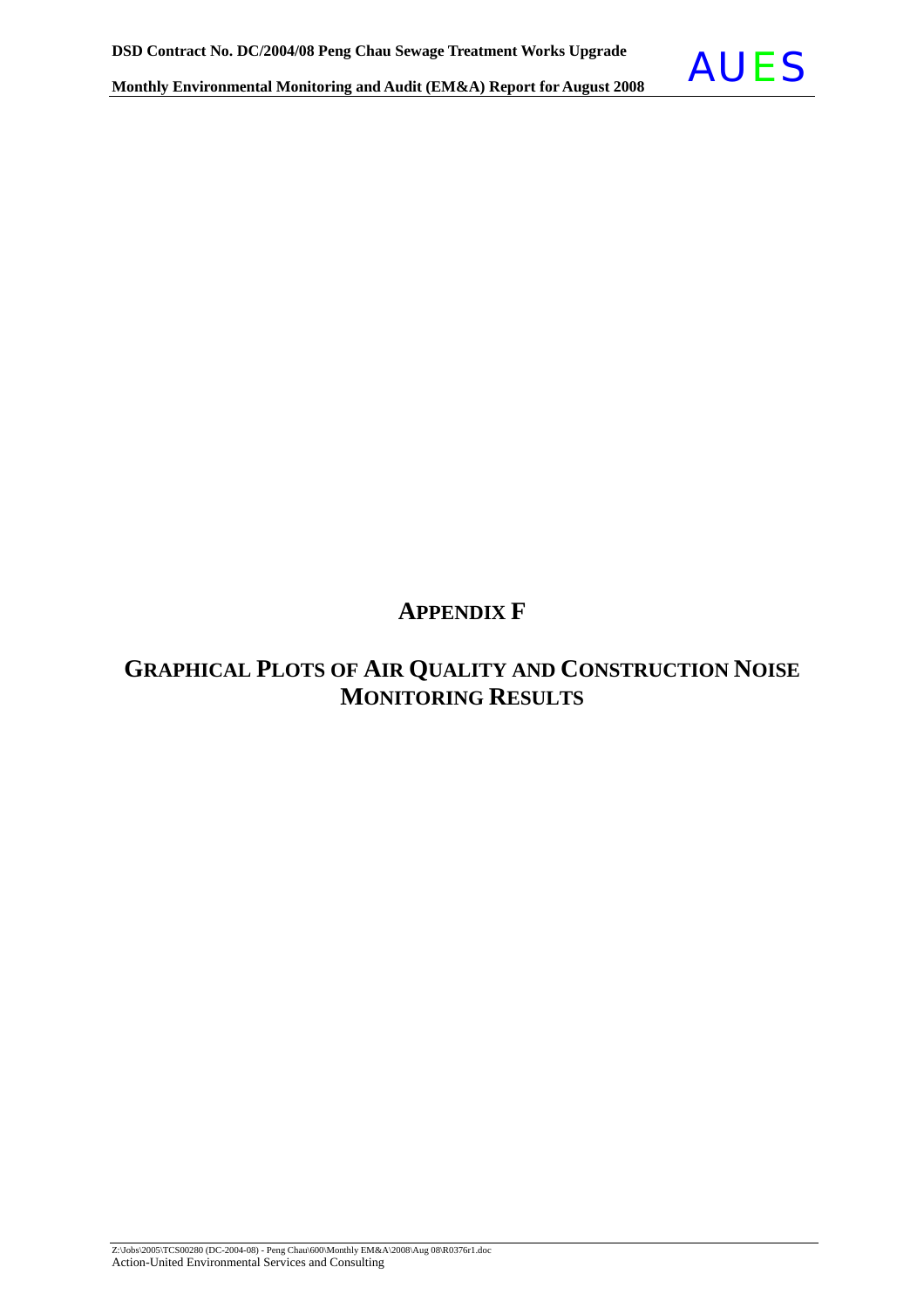# APPENDIX F

## GRAPHICAL PLOTS OF AIR QUALITY AND CONSTRUCTION NOISE MONITORING RESULTS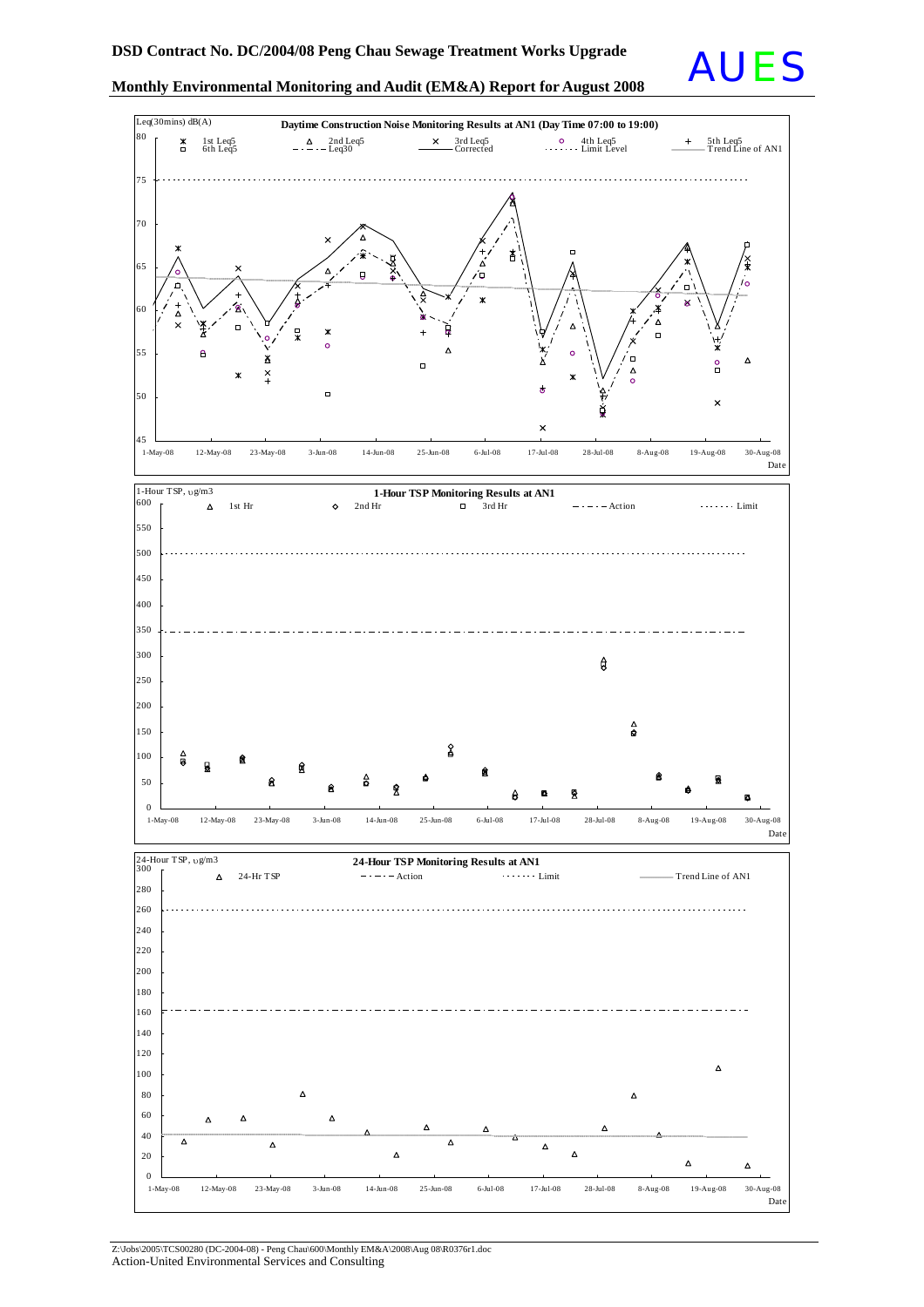**Daytime Construction Noise Monitoring Results at AN1 (Day Time 07:00 to 19:00)**

Leq(30mins) dB(A)

Legend: 1st Leq5, 2nd Leq5, 3rd Leq5, 4th Leq5, 5th Leq5, 6th Leq5, Leq30, Corrected, Limit Level, Trend Line of AN1

Date

**1-Hour TSP Monitoring Results at AN1**

1-Hour TSP, ug/m3

Legend: 1st Hr, 2nd Hr, 3rd Hr, Action, Limit

Date

**24-Hour TSP Monitoring Results at AN1**

24-Hour TSP, ug/m3

Legend: 24-Hr TSP, Action, Limit, Trend Line of AN1

Date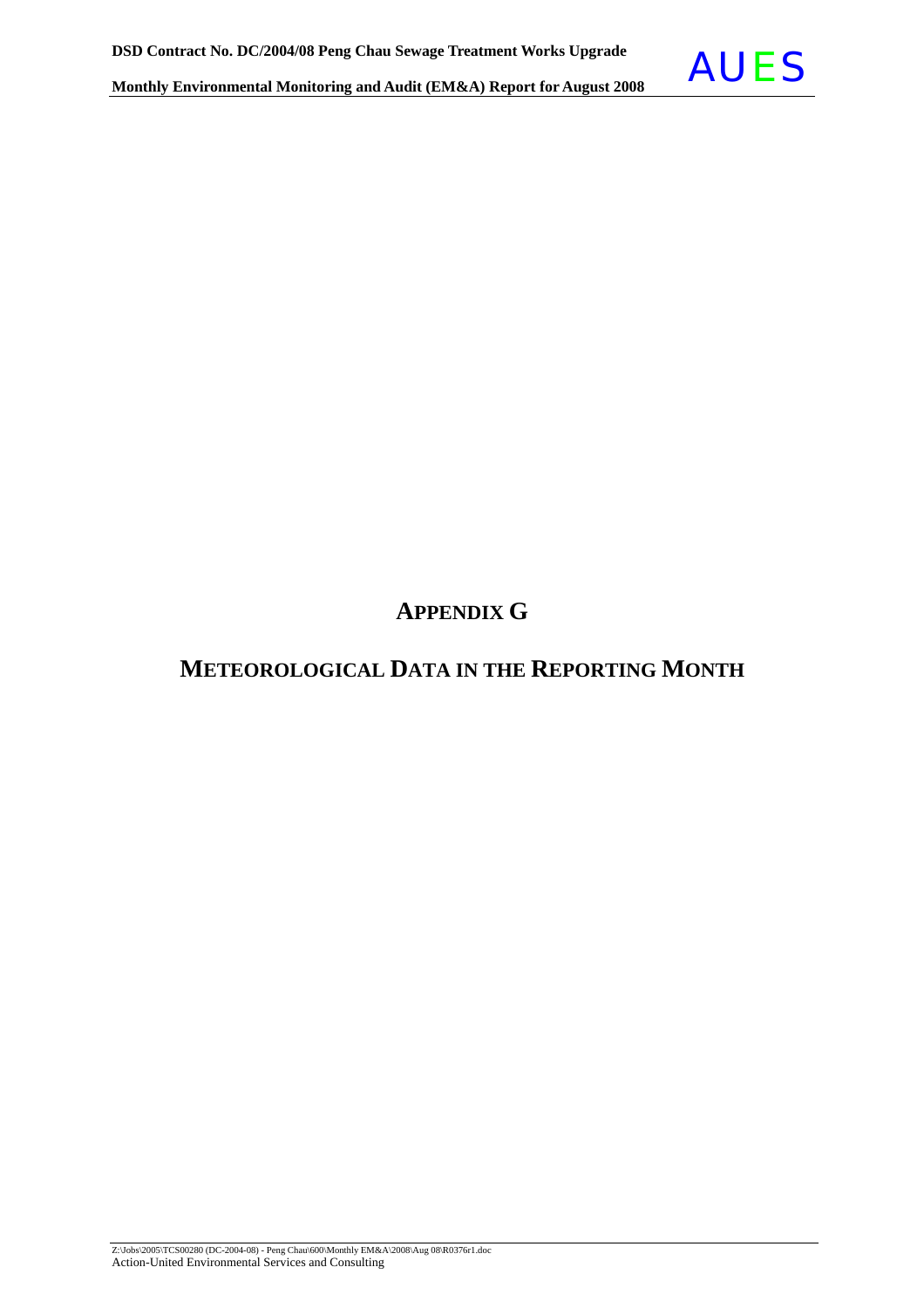# APPENDIX G

## METEOROLOGICAL DATA IN THE REPORTING MONTH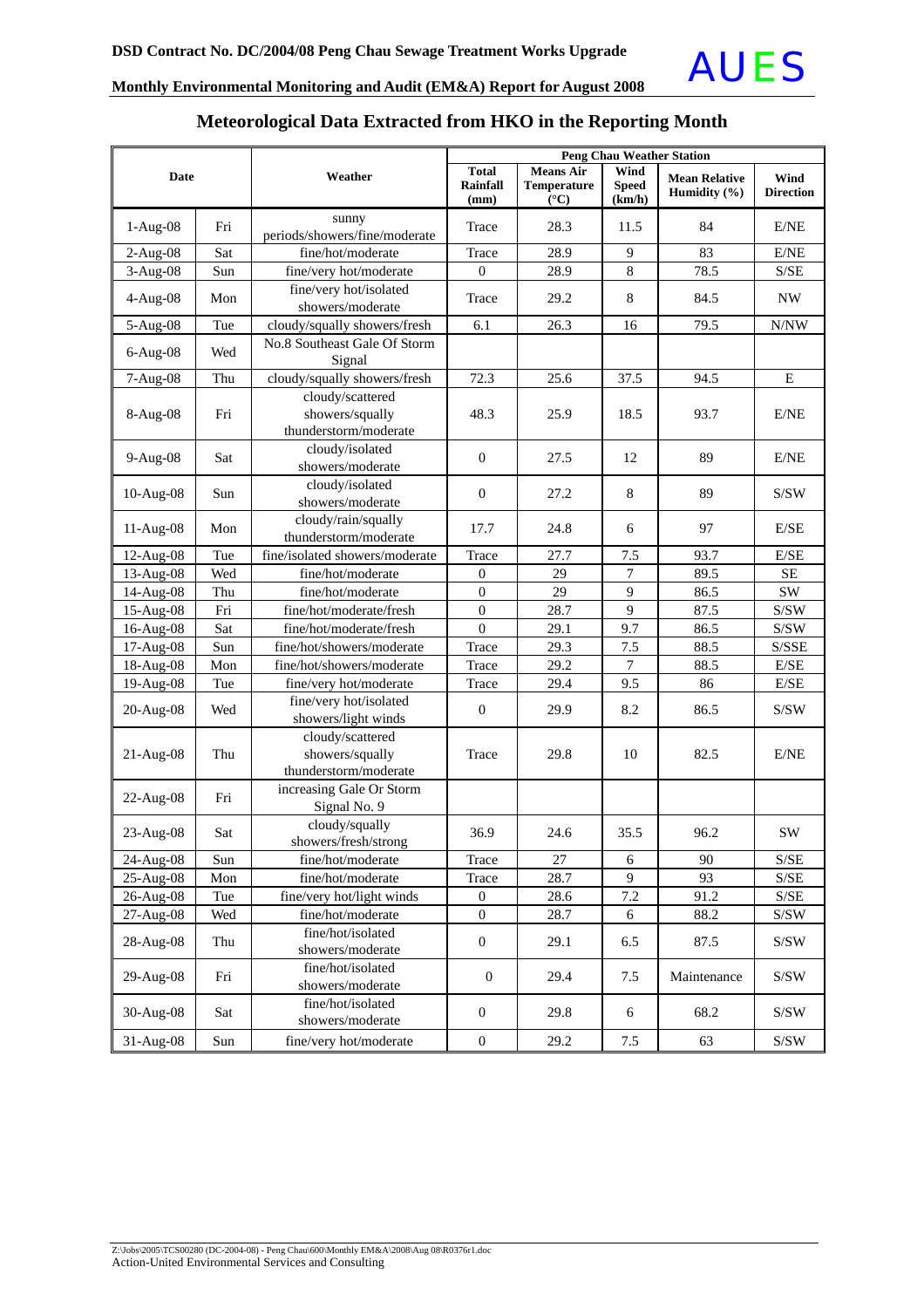## Meteorological Data Extracted from HKO in the Reporting Month

| Date | | Weather | Peng Chau Weather Station | | | | |
|---|---|---|---|---|---|---|---|
| | | | Total Rainfall (mm) | Means Air Temperature (°C) | Wind Speed (km/h) | Mean Relative Humidity (%) | Wind Direction |
| 1-Aug-08 | Fri | sunny periods/showers/fine/moderate | Trace | 28.3 | 11.5 | 84 | E/NE |
| 2-Aug-08 | Sat | fine/hot/moderate | Trace | 28.9 | 9 | 83 | E/NE |
| 3-Aug-08 | Sun | fine/very hot/moderate | 0 | 28.9 | 8 | 78.5 | S/SE |
| 4-Aug-08 | Mon | fine/very hot/isolated showers/moderate | Trace | 29.2 | 8 | 84.5 | NW |
| 5-Aug-08 | Tue | cloudy/squally showers/fresh | 6.1 | 26.3 | 16 | 79.5 | N/NW |
| 6-Aug-08 | Wed | No.8 Southeast Gale Of Storm Signal | | | | | |
| 7-Aug-08 | Thu | cloudy/squally showers/fresh | 72.3 | 25.6 | 37.5 | 94.5 | E |
| 8-Aug-08 | Fri | cloudy/scattered showers/squally thunderstorm/moderate | 48.3 | 25.9 | 18.5 | 93.7 | E/NE |
| 9-Aug-08 | Sat | cloudy/isolated showers/moderate | 0 | 27.5 | 12 | 89 | E/NE |
| 10-Aug-08 | Sun | cloudy/isolated showers/moderate | 0 | 27.2 | 8 | 89 | S/SW |
| 11-Aug-08 | Mon | cloudy/rain/squally thunderstorm/moderate | 17.7 | 24.8 | 6 | 97 | E/SE |
| 12-Aug-08 | Tue | fine/isolated showers/moderate | Trace | 27.7 | 7.5 | 93.7 | E/SE |
| 13-Aug-08 | Wed | fine/hot/moderate | 0 | 29 | 7 | 89.5 | SE |
| 14-Aug-08 | Thu | fine/hot/moderate | 0 | 29 | 9 | 86.5 | SW |
| 15-Aug-08 | Fri | fine/hot/moderate/fresh | 0 | 28.7 | 9 | 87.5 | S/SW |
| 16-Aug-08 | Sat | fine/hot/moderate/fresh | 0 | 29.1 | 9.7 | 86.5 | S/SW |
| 17-Aug-08 | Sun | fine/hot/showers/moderate | Trace | 29.3 | 7.5 | 88.5 | S/SSE |
| 18-Aug-08 | Mon | fine/hot/showers/moderate | Trace | 29.2 | 7 | 88.5 | E/SE |
| 19-Aug-08 | Tue | fine/very hot/moderate | Trace | 29.4 | 9.5 | 86 | E/SE |
| 20-Aug-08 | Wed | fine/very hot/isolated showers/light winds | 0 | 29.9 | 8.2 | 86.5 | S/SW |
| 21-Aug-08 | Thu | cloudy/scattered showers/squally thunderstorm/moderate | Trace | 29.8 | 10 | 82.5 | E/NE |
| 22-Aug-08 | Fri | increasing Gale Or Storm Signal No. 9 | | | | | |
| 23-Aug-08 | Sat | cloudy/squally showers/fresh/strong | 36.9 | 24.6 | 35.5 | 96.2 | SW |
| 24-Aug-08 | Sun | fine/hot/moderate | Trace | 27 | 6 | 90 | S/SE |
| 25-Aug-08 | Mon | fine/hot/moderate | Trace | 28.7 | 9 | 93 | S/SE |
| 26-Aug-08 | Tue | fine/very hot/light winds | 0 | 28.6 | 7.2 | 91.2 | S/SE |
| 27-Aug-08 | Wed | fine/hot/moderate | 0 | 28.7 | 6 | 88.2 | S/SW |
| 28-Aug-08 | Thu | fine/hot/isolated showers/moderate | 0 | 29.1 | 6.5 | 87.5 | S/SW |
| 29-Aug-08 | Fri | fine/hot/isolated showers/moderate | 0 | 29.4 | 7.5 | Maintenance | S/SW |
| 30-Aug-08 | Sat | fine/hot/isolated showers/moderate | 0 | 29.8 | 6 | 68.2 | S/SW |
| 31-Aug-08 | Sun | fine/very hot/moderate | 0 | 29.2 | 7.5 | 63 | S/SW |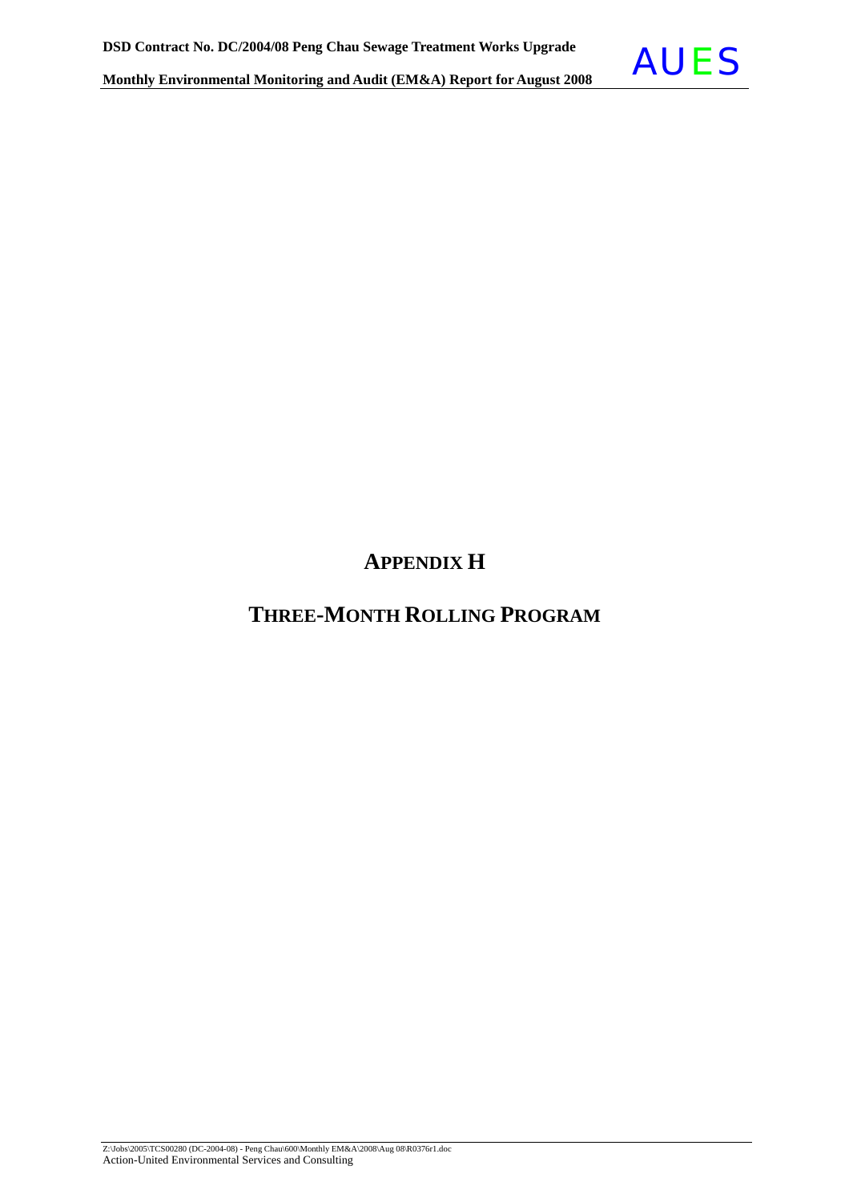# APPENDIX H

# THREE-MONTH ROLLING PROGRAM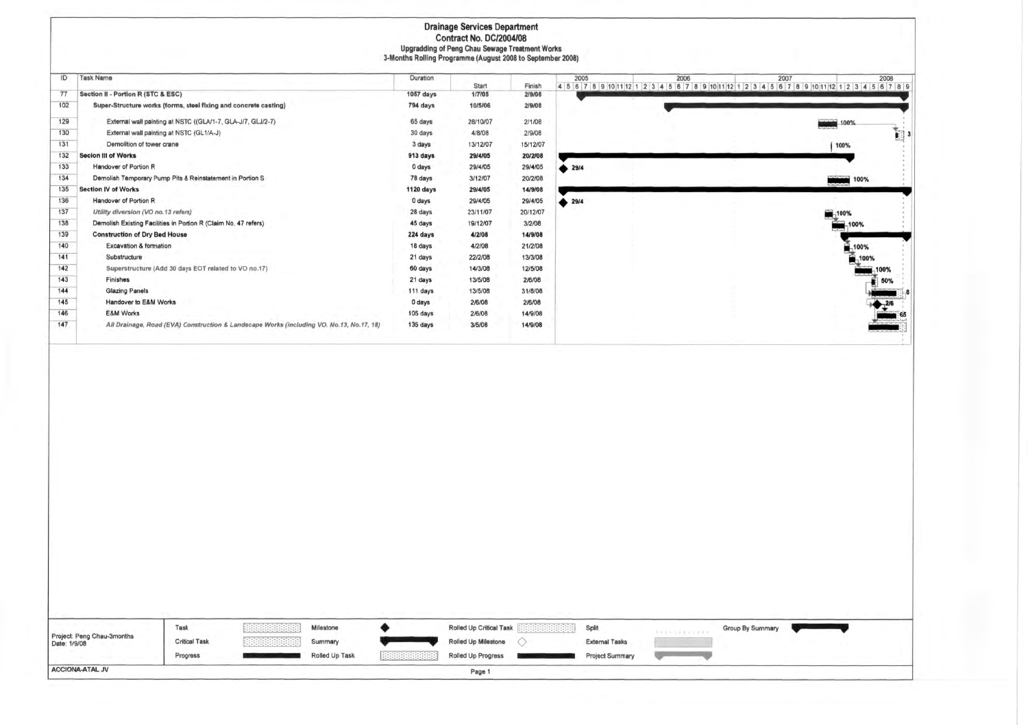# Drainage Services Department

## Contract No. DC/2004/08

### Upgradding of Peng Chau Sewage Treatment Works

### 3-Months Rolling Programme (August 2008 to September 2008)

| ID | Task Name | Duration | Start | Finish |
|---|---|---|---|---|
| 77 | **Section II - Portion R (STC & ESC)** | **1057 days** | **1/7/05** | **2/9/08** |
| 102 | **Super-Structure works (forms, steel fixing and concrete casting)** | **794 days** | **10/5/06** | **2/9/08** |
| 129 | External wall painting at NSTC ((GLA/1-7, GLA-J/7, GLJ/2-7) | 65 days | 28/10/07 | 2/1/08 |
| 130 | External wall painting at NSTC (GL1/A-J) | 30 days | 4/8/08 | 2/9/08 |
| 131 | Demolition of tower crane | 3 days | 13/12/07 | 15/12/07 |
| 132 | **Secion III of Works** | **913 days** | **29/4/05** | **20/2/08** |
| 133 | Handover of Portion R | 0 days | 29/4/05 | 29/4/05 |
| 134 | Demolish Temporary Pump Pits & Reinstatement in Portion S | 78 days | 3/12/07 | 20/2/08 |
| 135 | **Section IV of Works** | **1120 days** | **29/4/05** | **14/9/08** |
| 136 | Handover of Portion R | 0 days | 29/4/05 | 29/4/05 |
| 137 | *Utility diversion (VO no.13 refers)* | 28 days | 23/11/07 | 20/12/07 |
| 138 | Demolish Existing Facilities in Portion R (Claim No. 47 refers) | 45 days | 19/12/07 | 3/2/08 |
| 139 | **Construction of Dry Bed House** | **224 days** | **4/2/08** | **14/9/08** |
| 140 | Excavation & formation | 18 days | 4/2/08 | 21/2/08 |
| 141 | Substructure | 21 days | 22/2/08 | 13/3/08 |
| 142 | Superstructure (Add 30 days EOT related to VO no.17) | 60 days | 14/3/08 | 12/5/08 |
| 143 | Finishes | 21 days | 13/5/08 | 2/6/08 |
| 144 | Glazing Panels | 111 days | 13/5/08 | 31/8/08 |
| 145 | Handover to E&M Works | 0 days | 2/6/08 | 2/6/08 |
| 146 | E&M Works | 105 days | 2/6/08 | 14/9/08 |
| 147 | *All Drainage, Road (EVA) Construction & Landscape Works (including VO. No.13, No.17, 18)* | 135 days | 3/5/08 | 14/9/08 |

2005 2006 2007 2008

4 5 6 7 8 9 10 11 12 1 2 3 4 5 6 7 8 9 10 11 12 1 2 3 4 5 6 7 8 9 10 11 12 1 2 3 4 5 6 7 8 9

100%

3

100%

29/4

100%

29/4

100%

100%

100%

100%

100%

50%

8

2/6

65

Project: Peng Chau-3months
Date: 1/9/08

Task | Milestone | Rolled Up Critical Task | Split | Group By Summary
Critical Task | Summary | Rolled Up Milestone | External Tasks
Progress | Rolled Up Task | Rolled Up Progress | Project Summary

ACCIONA-ATAL JV